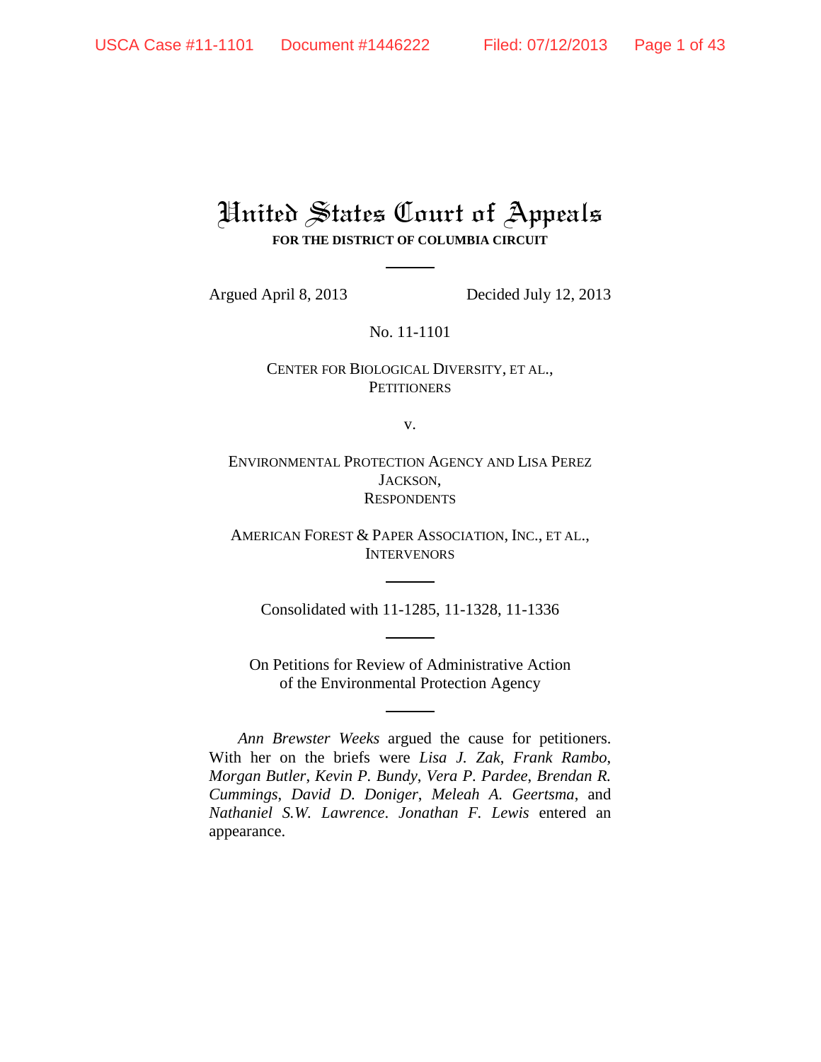# United States Court of Appeals

**FOR THE DISTRICT OF COLUMBIA CIRCUIT**

Argued April 8, 2013 Decided July 12, 2013

No. 11-1101

CENTER FOR BIOLOGICAL DIVERSITY, ET AL.,
PETITIONERS

v.

ENVIRONMENTAL PROTECTION AGENCY AND LISA PEREZ JACKSON,
RESPONDENTS

AMERICAN FOREST & PAPER ASSOCIATION, INC., ET AL.,
INTERVENORS

Consolidated with 11-1285, 11-1328, 11-1336

On Petitions for Review of Administrative Action
of the Environmental Protection Agency

*Ann Brewster Weeks* argued the cause for petitioners. With her on the briefs were *Lisa J. Zak*, *Frank Rambo*, *Morgan Butler*, *Kevin P. Bundy*, *Vera P. Pardee*, *Brendan R. Cummings*, *David D. Doniger*, *Meleah A. Geertsma*, and *Nathaniel S.W. Lawrence*. *Jonathan F. Lewis* entered an appearance.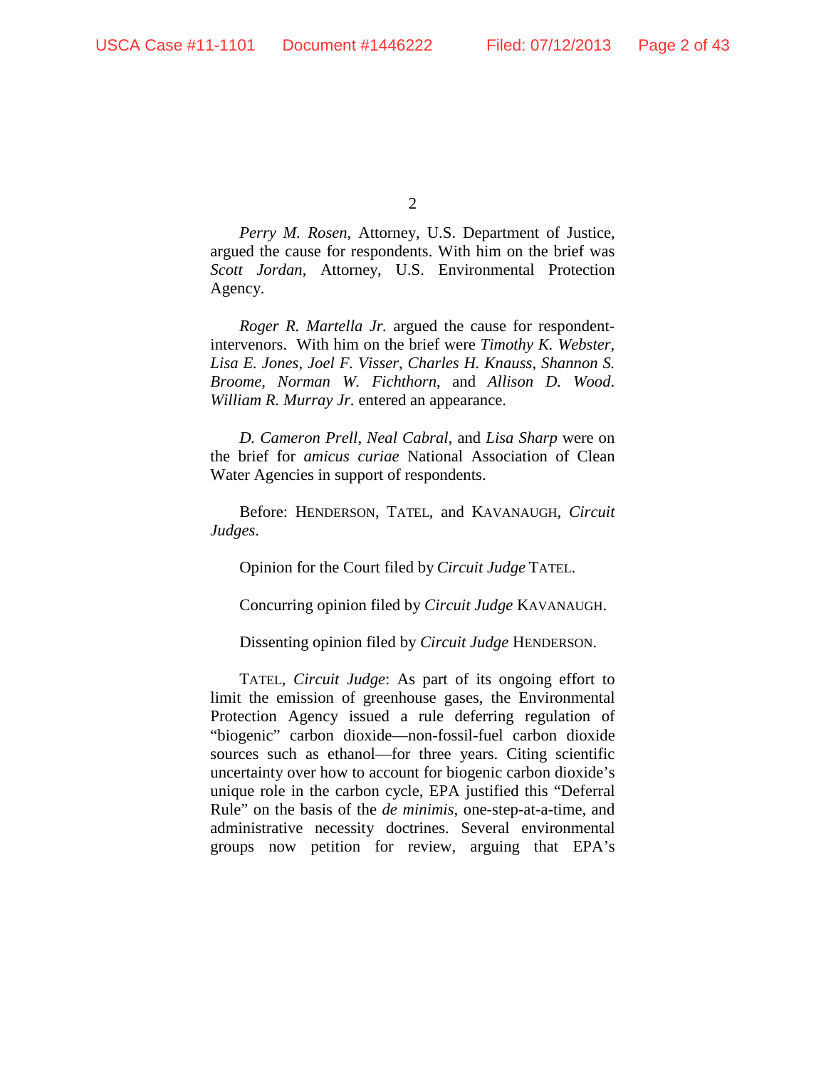*Perry M. Rosen*, Attorney, U.S. Department of Justice, argued the cause for respondents. With him on the brief was *Scott Jordan*, Attorney, U.S. Environmental Protection Agency.

*Roger R. Martella Jr.* argued the cause for respondent-intervenors. With him on the brief were *Timothy K. Webster*, *Lisa E. Jones*, *Joel F. Visser*, *Charles H. Knauss*, *Shannon S. Broome*, *Norman W. Fichthorn*, and *Allison D. Wood*. *William R. Murray Jr.* entered an appearance.

*D. Cameron Prell*, *Neal Cabral*, and *Lisa Sharp* were on the brief for *amicus curiae* National Association of Clean Water Agencies in support of respondents.

Before: HENDERSON, TATEL, and KAVANAUGH, *Circuit Judges*.

Opinion for the Court filed by *Circuit Judge* TATEL.

Concurring opinion filed by *Circuit Judge* KAVANAUGH.

Dissenting opinion filed by *Circuit Judge* HENDERSON.

TATEL, *Circuit Judge*: As part of its ongoing effort to limit the emission of greenhouse gases, the Environmental Protection Agency issued a rule deferring regulation of "biogenic" carbon dioxide—non-fossil-fuel carbon dioxide sources such as ethanol—for three years. Citing scientific uncertainty over how to account for biogenic carbon dioxide's unique role in the carbon cycle, EPA justified this "Deferral Rule" on the basis of the *de minimis*, one-step-at-a-time, and administrative necessity doctrines. Several environmental groups now petition for review, arguing that EPA's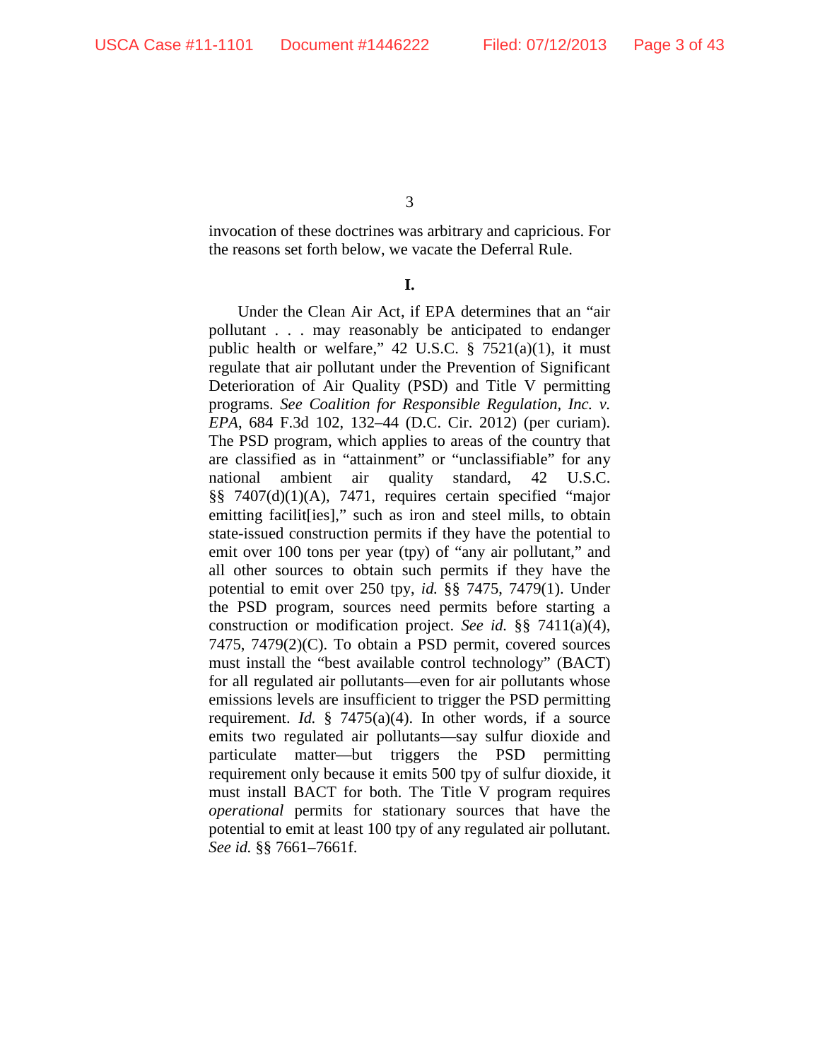invocation of these doctrines was arbitrary and capricious. For the reasons set forth below, we vacate the Deferral Rule.

**I.**

Under the Clean Air Act, if EPA determines that an "air pollutant . . . may reasonably be anticipated to endanger public health or welfare," 42 U.S.C. § 7521(a)(1), it must regulate that air pollutant under the Prevention of Significant Deterioration of Air Quality (PSD) and Title V permitting programs. *See Coalition for Responsible Regulation, Inc. v. EPA*, 684 F.3d 102, 132–44 (D.C. Cir. 2012) (per curiam). The PSD program, which applies to areas of the country that are classified as in "attainment" or "unclassifiable" for any national ambient air quality standard, 42 U.S.C. §§ 7407(d)(1)(A), 7471, requires certain specified "major emitting facilit[ies]," such as iron and steel mills, to obtain state-issued construction permits if they have the potential to emit over 100 tons per year (tpy) of "any air pollutant," and all other sources to obtain such permits if they have the potential to emit over 250 tpy, *id.* §§ 7475, 7479(1). Under the PSD program, sources need permits before starting a construction or modification project. *See id.* §§ 7411(a)(4), 7475, 7479(2)(C). To obtain a PSD permit, covered sources must install the "best available control technology" (BACT) for all regulated air pollutants—even for air pollutants whose emissions levels are insufficient to trigger the PSD permitting requirement. *Id.* § 7475(a)(4). In other words, if a source emits two regulated air pollutants—say sulfur dioxide and particulate matter—but triggers the PSD permitting requirement only because it emits 500 tpy of sulfur dioxide, it must install BACT for both. The Title V program requires *operational* permits for stationary sources that have the potential to emit at least 100 tpy of any regulated air pollutant. *See id.* §§ 7661–7661f.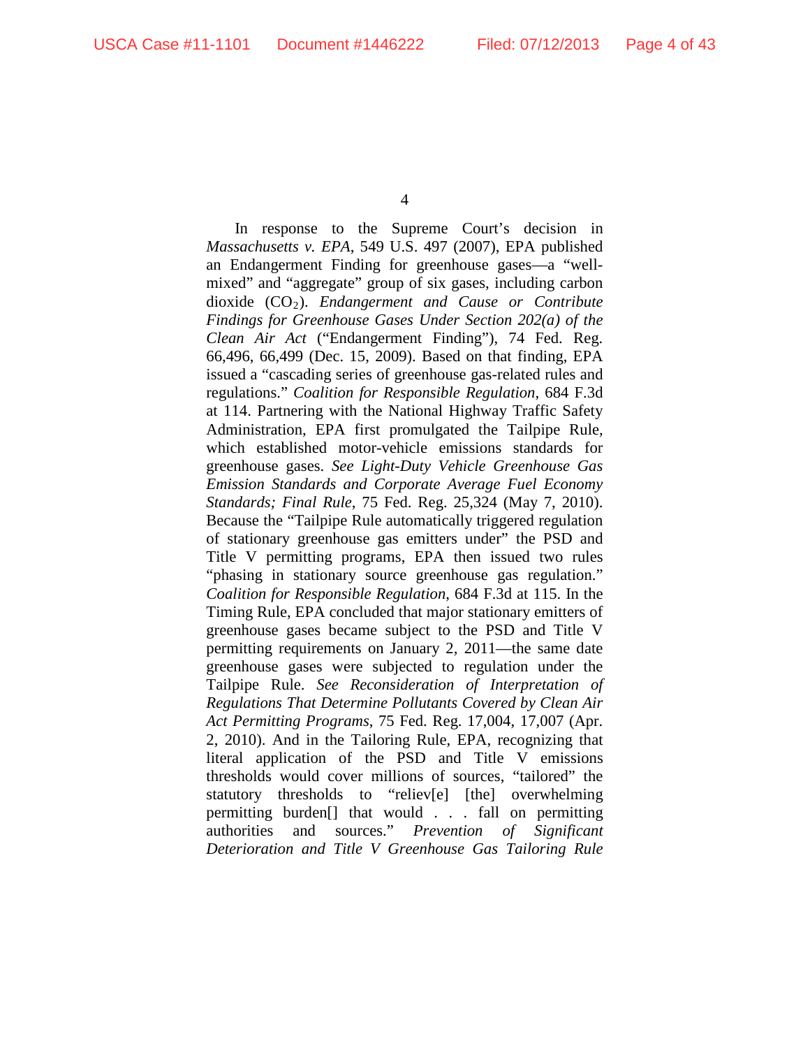In response to the Supreme Court's decision in *Massachusetts v. EPA*, 549 U.S. 497 (2007), EPA published an Endangerment Finding for greenhouse gases—a "well-mixed" and "aggregate" group of six gases, including carbon dioxide ($CO_2$). *Endangerment and Cause or Contribute Findings for Greenhouse Gases Under Section 202(a) of the Clean Air Act* ("Endangerment Finding"), 74 Fed. Reg. 66,496, 66,499 (Dec. 15, 2009). Based on that finding, EPA issued a "cascading series of greenhouse gas-related rules and regulations." *Coalition for Responsible Regulation*, 684 F.3d at 114. Partnering with the National Highway Traffic Safety Administration, EPA first promulgated the Tailpipe Rule, which established motor-vehicle emissions standards for greenhouse gases. *See Light-Duty Vehicle Greenhouse Gas Emission Standards and Corporate Average Fuel Economy Standards; Final Rule*, 75 Fed. Reg. 25,324 (May 7, 2010). Because the "Tailpipe Rule automatically triggered regulation of stationary greenhouse gas emitters under" the PSD and Title V permitting programs, EPA then issued two rules "phasing in stationary source greenhouse gas regulation." *Coalition for Responsible Regulation*, 684 F.3d at 115. In the Timing Rule, EPA concluded that major stationary emitters of greenhouse gases became subject to the PSD and Title V permitting requirements on January 2, 2011—the same date greenhouse gases were subjected to regulation under the Tailpipe Rule. *See Reconsideration of Interpretation of Regulations That Determine Pollutants Covered by Clean Air Act Permitting Programs*, 75 Fed. Reg. 17,004, 17,007 (Apr. 2, 2010). And in the Tailoring Rule, EPA, recognizing that literal application of the PSD and Title V emissions thresholds would cover millions of sources, "tailored" the statutory thresholds to "reliev[e] [the] overwhelming permitting burden[] that would . . . fall on permitting authorities and sources." *Prevention of Significant Deterioration and Title V Greenhouse Gas Tailoring Rule*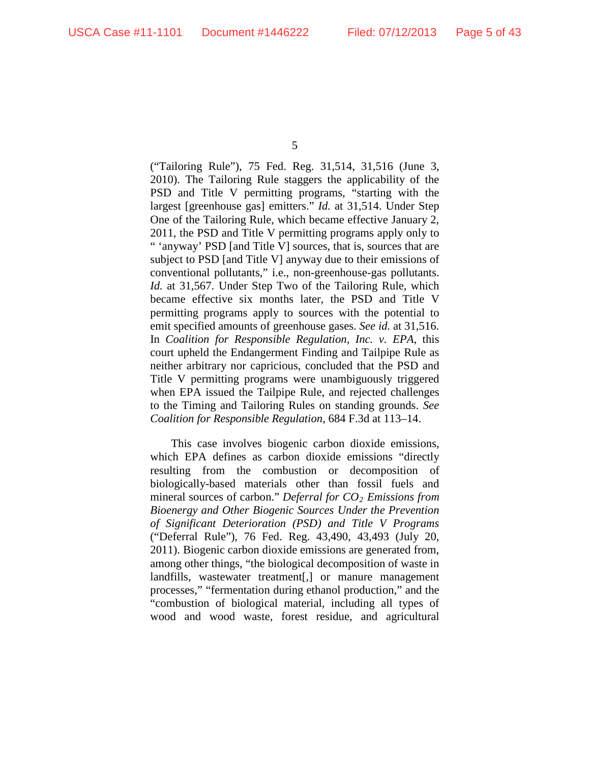("Tailoring Rule"), 75 Fed. Reg. 31,514, 31,516 (June 3, 2010). The Tailoring Rule staggers the applicability of the PSD and Title V permitting programs, "starting with the largest [greenhouse gas] emitters." *Id.* at 31,514. Under Step One of the Tailoring Rule, which became effective January 2, 2011, the PSD and Title V permitting programs apply only to " 'anyway' PSD [and Title V] sources, that is, sources that are subject to PSD [and Title V] anyway due to their emissions of conventional pollutants," i.e., non-greenhouse-gas pollutants. *Id.* at 31,567. Under Step Two of the Tailoring Rule, which became effective six months later, the PSD and Title V permitting programs apply to sources with the potential to emit specified amounts of greenhouse gases. *See id.* at 31,516. In *Coalition for Responsible Regulation, Inc. v. EPA*, this court upheld the Endangerment Finding and Tailpipe Rule as neither arbitrary nor capricious, concluded that the PSD and Title V permitting programs were unambiguously triggered when EPA issued the Tailpipe Rule, and rejected challenges to the Timing and Tailoring Rules on standing grounds. *See Coalition for Responsible Regulation*, 684 F.3d at 113–14.

This case involves biogenic carbon dioxide emissions, which EPA defines as carbon dioxide emissions "directly resulting from the combustion or decomposition of biologically-based materials other than fossil fuels and mineral sources of carbon." *Deferral for $CO_2$ Emissions from Bioenergy and Other Biogenic Sources Under the Prevention of Significant Deterioration (PSD) and Title V Programs* ("Deferral Rule"), 76 Fed. Reg. 43,490, 43,493 (July 20, 2011). Biogenic carbon dioxide emissions are generated from, among other things, "the biological decomposition of waste in landfills, wastewater treatment[,] or manure management processes," "fermentation during ethanol production," and the "combustion of biological material, including all types of wood and wood waste, forest residue, and agricultural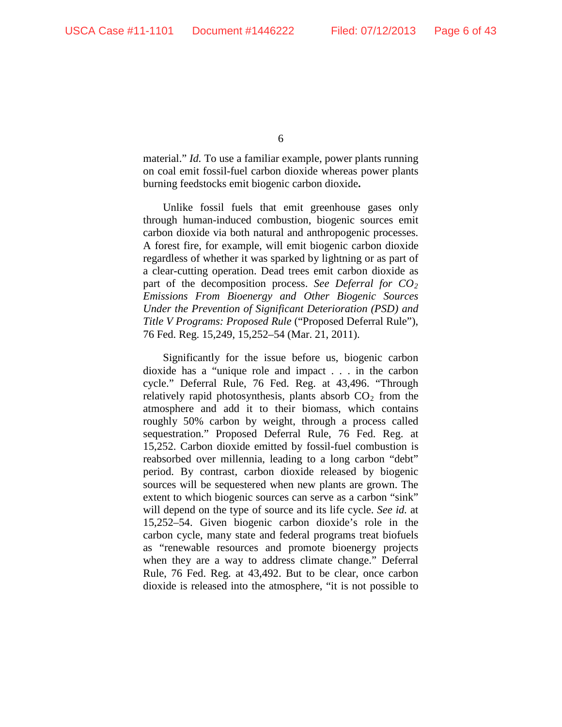material." *Id.* To use a familiar example, power plants running on coal emit fossil-fuel carbon dioxide whereas power plants burning feedstocks emit biogenic carbon dioxide**.**

Unlike fossil fuels that emit greenhouse gases only through human-induced combustion, biogenic sources emit carbon dioxide via both natural and anthropogenic processes. A forest fire, for example, will emit biogenic carbon dioxide regardless of whether it was sparked by lightning or as part of a clear-cutting operation. Dead trees emit carbon dioxide as part of the decomposition process. *See Deferral for $CO_2$ Emissions From Bioenergy and Other Biogenic Sources Under the Prevention of Significant Deterioration (PSD) and Title V Programs: Proposed Rule* ("Proposed Deferral Rule"), 76 Fed. Reg. 15,249, 15,252–54 (Mar. 21, 2011).

Significantly for the issue before us, biogenic carbon dioxide has a "unique role and impact . . . in the carbon cycle." Deferral Rule, 76 Fed. Reg. at 43,496. "Through relatively rapid photosynthesis, plants absorb $CO_2$ from the atmosphere and add it to their biomass, which contains roughly 50% carbon by weight, through a process called sequestration." Proposed Deferral Rule, 76 Fed. Reg. at 15,252. Carbon dioxide emitted by fossil-fuel combustion is reabsorbed over millennia, leading to a long carbon "debt" period. By contrast, carbon dioxide released by biogenic sources will be sequestered when new plants are grown. The extent to which biogenic sources can serve as a carbon "sink" will depend on the type of source and its life cycle. *See id.* at 15,252–54. Given biogenic carbon dioxide's role in the carbon cycle, many state and federal programs treat biofuels as "renewable resources and promote bioenergy projects when they are a way to address climate change." Deferral Rule, 76 Fed. Reg. at 43,492. But to be clear, once carbon dioxide is released into the atmosphere, "it is not possible to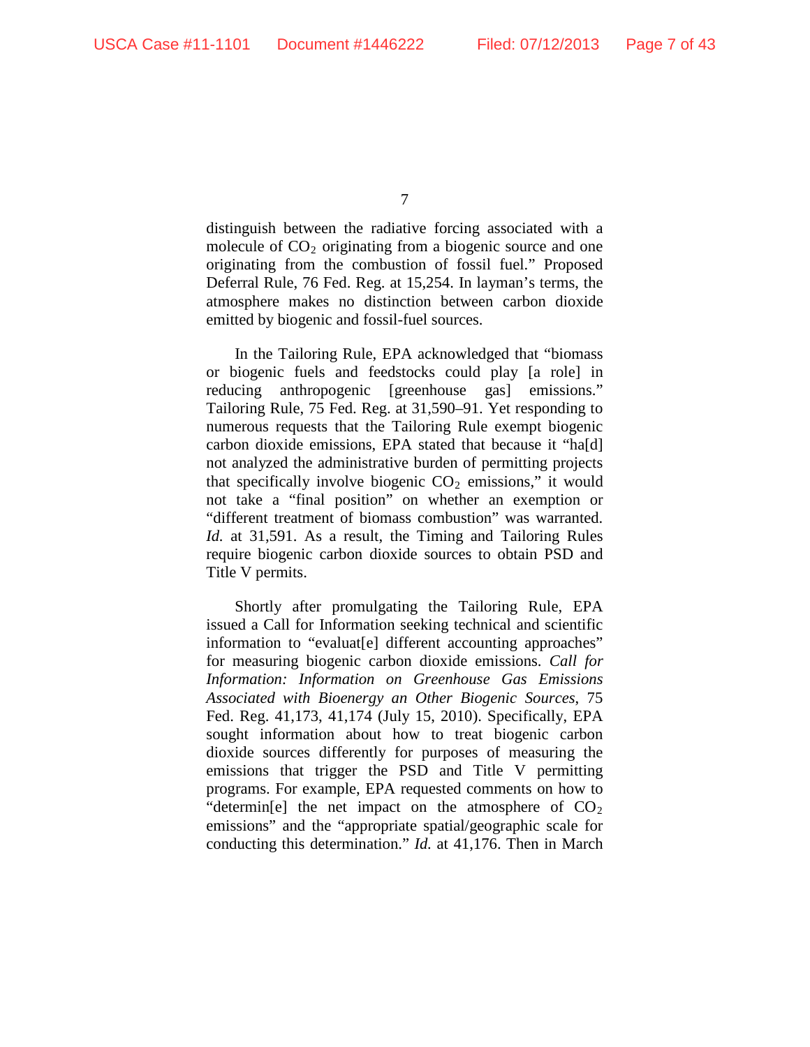distinguish between the radiative forcing associated with a molecule of $CO_2$ originating from a biogenic source and one originating from the combustion of fossil fuel." Proposed Deferral Rule, 76 Fed. Reg. at 15,254. In layman's terms, the atmosphere makes no distinction between carbon dioxide emitted by biogenic and fossil-fuel sources.

In the Tailoring Rule, EPA acknowledged that "biomass or biogenic fuels and feedstocks could play [a role] in reducing anthropogenic [greenhouse gas] emissions." Tailoring Rule, 75 Fed. Reg. at 31,590–91. Yet responding to numerous requests that the Tailoring Rule exempt biogenic carbon dioxide emissions, EPA stated that because it "ha[d] not analyzed the administrative burden of permitting projects that specifically involve biogenic $CO_2$ emissions," it would not take a "final position" on whether an exemption or "different treatment of biomass combustion" was warranted. *Id.* at 31,591. As a result, the Timing and Tailoring Rules require biogenic carbon dioxide sources to obtain PSD and Title V permits.

Shortly after promulgating the Tailoring Rule, EPA issued a Call for Information seeking technical and scientific information to "evaluat[e] different accounting approaches" for measuring biogenic carbon dioxide emissions. *Call for Information: Information on Greenhouse Gas Emissions Associated with Bioenergy an Other Biogenic Sources*, 75 Fed. Reg. 41,173, 41,174 (July 15, 2010). Specifically, EPA sought information about how to treat biogenic carbon dioxide sources differently for purposes of measuring the emissions that trigger the PSD and Title V permitting programs. For example, EPA requested comments on how to "determin[e] the net impact on the atmosphere of $CO_2$ emissions" and the "appropriate spatial/geographic scale for conducting this determination." *Id.* at 41,176. Then in March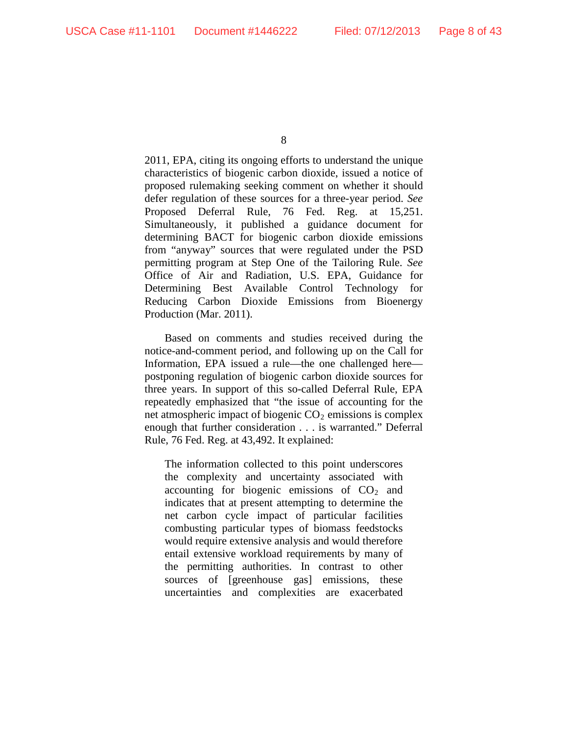2011, EPA, citing its ongoing efforts to understand the unique characteristics of biogenic carbon dioxide, issued a notice of proposed rulemaking seeking comment on whether it should defer regulation of these sources for a three-year period. *See* Proposed Deferral Rule, 76 Fed. Reg. at 15,251. Simultaneously, it published a guidance document for determining BACT for biogenic carbon dioxide emissions from "anyway" sources that were regulated under the PSD permitting program at Step One of the Tailoring Rule. *See* Office of Air and Radiation, U.S. EPA, Guidance for Determining Best Available Control Technology for Reducing Carbon Dioxide Emissions from Bioenergy Production (Mar. 2011).

Based on comments and studies received during the notice-and-comment period, and following up on the Call for Information, EPA issued a rule—the one challenged here—postponing regulation of biogenic carbon dioxide sources for three years. In support of this so-called Deferral Rule, EPA repeatedly emphasized that "the issue of accounting for the net atmospheric impact of biogenic $CO_2$ emissions is complex enough that further consideration . . . is warranted." Deferral Rule, 76 Fed. Reg. at 43,492. It explained:

> The information collected to this point underscores the complexity and uncertainty associated with accounting for biogenic emissions of $CO_2$ and indicates that at present attempting to determine the net carbon cycle impact of particular facilities combusting particular types of biomass feedstocks would require extensive analysis and would therefore entail extensive workload requirements by many of the permitting authorities. In contrast to other sources of [greenhouse gas] emissions, these uncertainties and complexities are exacerbated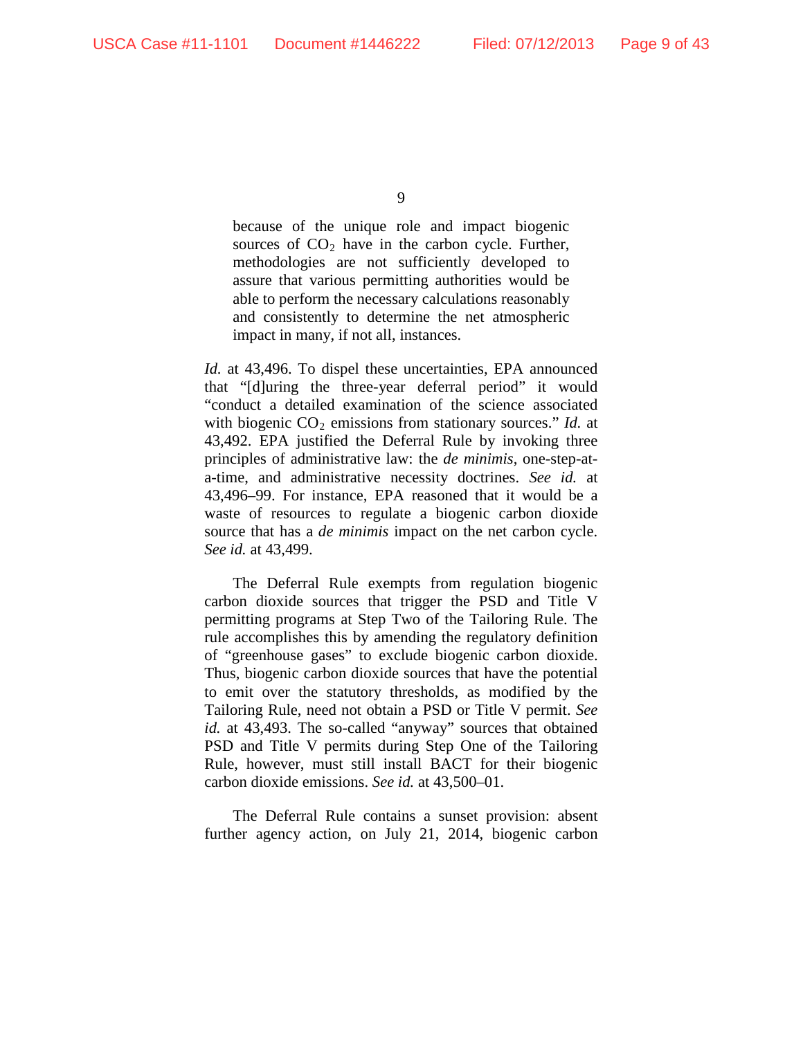> because of the unique role and impact biogenic sources of $CO_2$ have in the carbon cycle. Further, methodologies are not sufficiently developed to assure that various permitting authorities would be able to perform the necessary calculations reasonably and consistently to determine the net atmospheric impact in many, if not all, instances.

*Id.* at 43,496. To dispel these uncertainties, EPA announced that "[d]uring the three-year deferral period" it would "conduct a detailed examination of the science associated with biogenic $CO_2$ emissions from stationary sources." *Id.* at 43,492. EPA justified the Deferral Rule by invoking three principles of administrative law: the *de minimis*, one-step-at-a-time, and administrative necessity doctrines. *See id.* at 43,496–99. For instance, EPA reasoned that it would be a waste of resources to regulate a biogenic carbon dioxide source that has a *de minimis* impact on the net carbon cycle. *See id.* at 43,499.

The Deferral Rule exempts from regulation biogenic carbon dioxide sources that trigger the PSD and Title V permitting programs at Step Two of the Tailoring Rule. The rule accomplishes this by amending the regulatory definition of "greenhouse gases" to exclude biogenic carbon dioxide. Thus, biogenic carbon dioxide sources that have the potential to emit over the statutory thresholds, as modified by the Tailoring Rule, need not obtain a PSD or Title V permit. *See id.* at 43,493. The so-called "anyway" sources that obtained PSD and Title V permits during Step One of the Tailoring Rule, however, must still install BACT for their biogenic carbon dioxide emissions. *See id.* at 43,500–01.

The Deferral Rule contains a sunset provision: absent further agency action, on July 21, 2014, biogenic carbon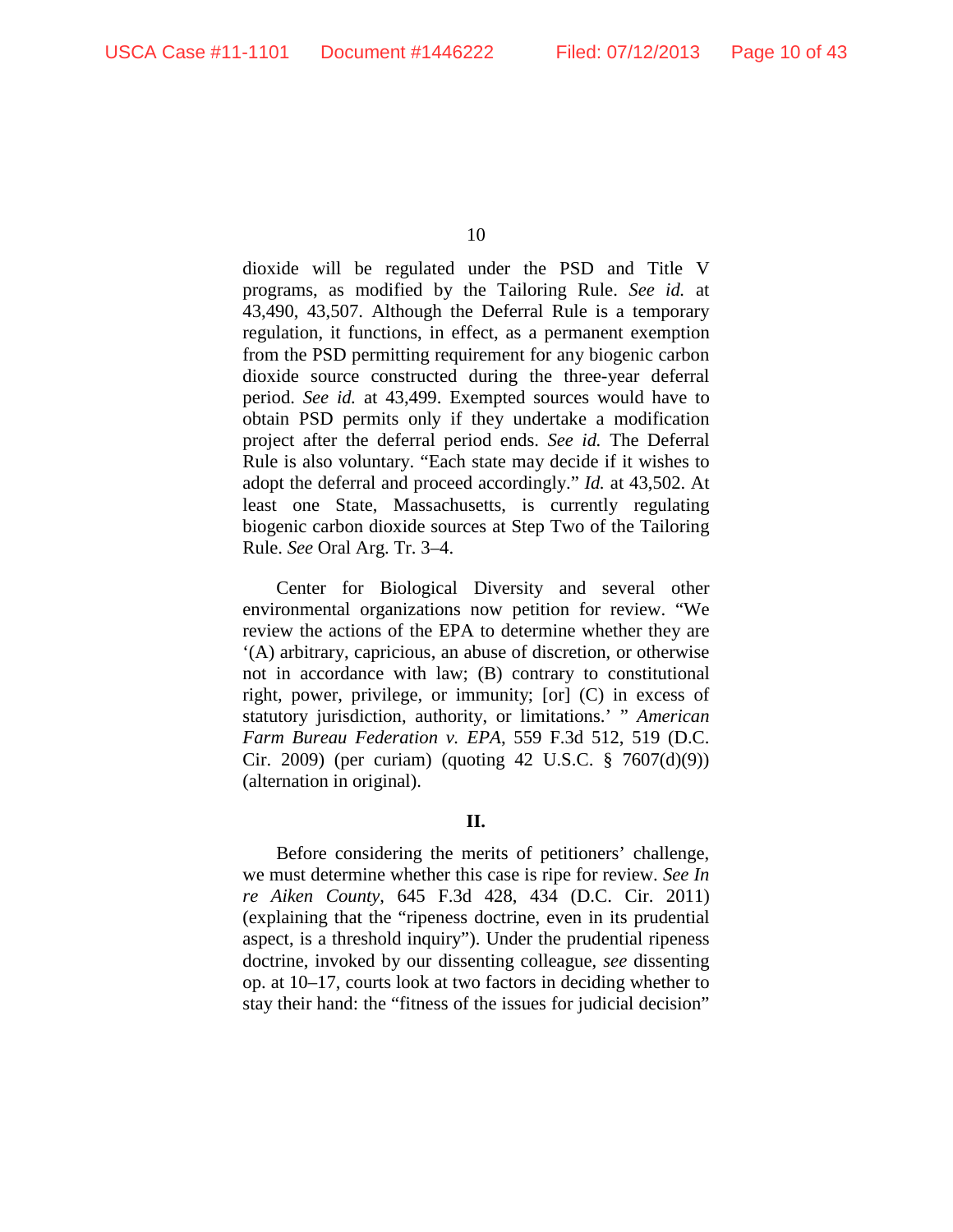dioxide will be regulated under the PSD and Title V programs, as modified by the Tailoring Rule. *See id.* at 43,490, 43,507. Although the Deferral Rule is a temporary regulation, it functions, in effect, as a permanent exemption from the PSD permitting requirement for any biogenic carbon dioxide source constructed during the three-year deferral period. *See id.* at 43,499. Exempted sources would have to obtain PSD permits only if they undertake a modification project after the deferral period ends. *See id.* The Deferral Rule is also voluntary. "Each state may decide if it wishes to adopt the deferral and proceed accordingly." *Id.* at 43,502. At least one State, Massachusetts, is currently regulating biogenic carbon dioxide sources at Step Two of the Tailoring Rule. *See* Oral Arg. Tr. 3–4.

Center for Biological Diversity and several other environmental organizations now petition for review. "We review the actions of the EPA to determine whether they are '(A) arbitrary, capricious, an abuse of discretion, or otherwise not in accordance with law; (B) contrary to constitutional right, power, privilege, or immunity; [or] (C) in excess of statutory jurisdiction, authority, or limitations.' " *American Farm Bureau Federation v. EPA*, 559 F.3d 512, 519 (D.C. Cir. 2009) (per curiam) (quoting 42 U.S.C. § 7607(d)(9)) (alternation in original).

## II.

Before considering the merits of petitioners' challenge, we must determine whether this case is ripe for review. *See In re Aiken County*, 645 F.3d 428, 434 (D.C. Cir. 2011) (explaining that the "ripeness doctrine, even in its prudential aspect, is a threshold inquiry"). Under the prudential ripeness doctrine, invoked by our dissenting colleague, *see* dissenting op. at 10–17, courts look at two factors in deciding whether to stay their hand: the "fitness of the issues for judicial decision"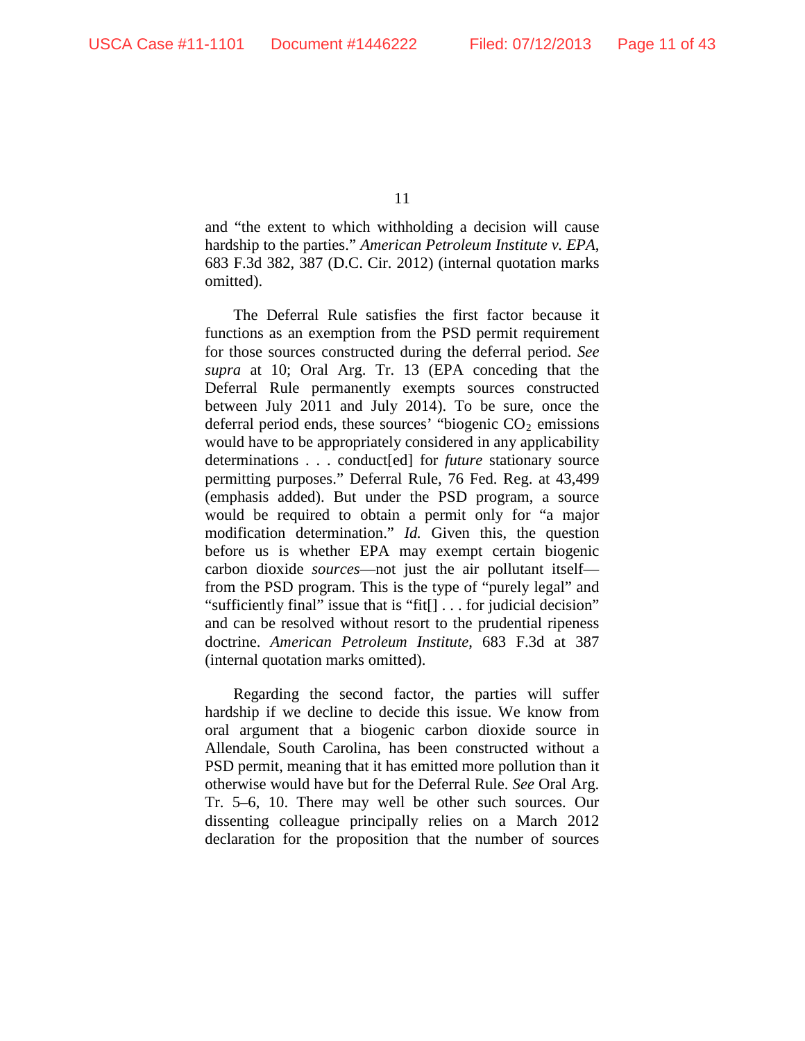and "the extent to which withholding a decision will cause hardship to the parties." *American Petroleum Institute v. EPA*, 683 F.3d 382, 387 (D.C. Cir. 2012) (internal quotation marks omitted).

The Deferral Rule satisfies the first factor because it functions as an exemption from the PSD permit requirement for those sources constructed during the deferral period. *See supra* at 10; Oral Arg. Tr. 13 (EPA conceding that the Deferral Rule permanently exempts sources constructed between July 2011 and July 2014). To be sure, once the deferral period ends, these sources' "biogenic $CO_2$ emissions would have to be appropriately considered in any applicability determinations . . . conduct[ed] for *future* stationary source permitting purposes." Deferral Rule, 76 Fed. Reg. at 43,499 (emphasis added). But under the PSD program, a source would be required to obtain a permit only for "a major modification determination." *Id.* Given this, the question before us is whether EPA may exempt certain biogenic carbon dioxide *sources*—not just the air pollutant itself—from the PSD program. This is the type of "purely legal" and "sufficiently final" issue that is "fit[] . . . for judicial decision" and can be resolved without resort to the prudential ripeness doctrine. *American Petroleum Institute*, 683 F.3d at 387 (internal quotation marks omitted).

Regarding the second factor, the parties will suffer hardship if we decline to decide this issue. We know from oral argument that a biogenic carbon dioxide source in Allendale, South Carolina, has been constructed without a PSD permit, meaning that it has emitted more pollution than it otherwise would have but for the Deferral Rule. *See* Oral Arg. Tr. 5–6, 10. There may well be other such sources. Our dissenting colleague principally relies on a March 2012 declaration for the proposition that the number of sources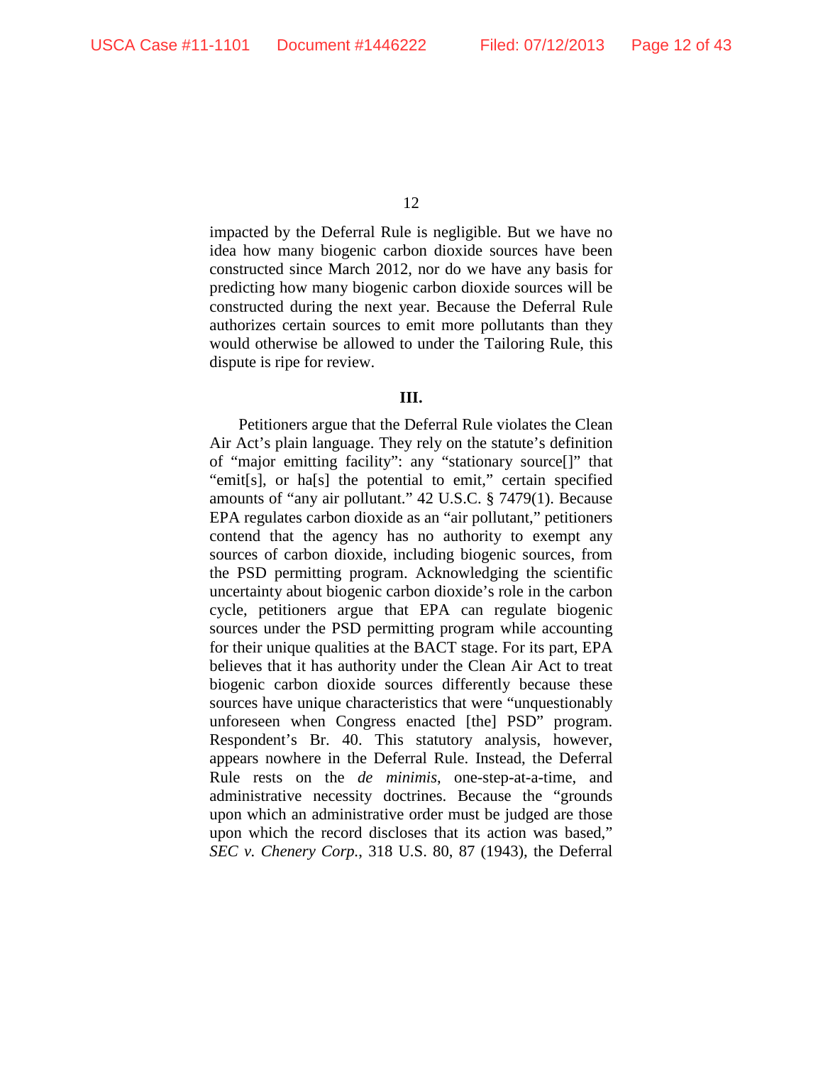impacted by the Deferral Rule is negligible. But we have no idea how many biogenic carbon dioxide sources have been constructed since March 2012, nor do we have any basis for predicting how many biogenic carbon dioxide sources will be constructed during the next year. Because the Deferral Rule authorizes certain sources to emit more pollutants than they would otherwise be allowed to under the Tailoring Rule, this dispute is ripe for review.

### III.

Petitioners argue that the Deferral Rule violates the Clean Air Act's plain language. They rely on the statute's definition of "major emitting facility": any "stationary source[]" that "emit[s], or ha[s] the potential to emit," certain specified amounts of "any air pollutant." 42 U.S.C. § 7479(1). Because EPA regulates carbon dioxide as an "air pollutant," petitioners contend that the agency has no authority to exempt any sources of carbon dioxide, including biogenic sources, from the PSD permitting program. Acknowledging the scientific uncertainty about biogenic carbon dioxide's role in the carbon cycle, petitioners argue that EPA can regulate biogenic sources under the PSD permitting program while accounting for their unique qualities at the BACT stage. For its part, EPA believes that it has authority under the Clean Air Act to treat biogenic carbon dioxide sources differently because these sources have unique characteristics that were "unquestionably unforeseen when Congress enacted [the] PSD" program. Respondent's Br. 40. This statutory analysis, however, appears nowhere in the Deferral Rule. Instead, the Deferral Rule rests on the *de minimis*, one-step-at-a-time, and administrative necessity doctrines. Because the "grounds upon which an administrative order must be judged are those upon which the record discloses that its action was based," *SEC v. Chenery Corp.*, 318 U.S. 80, 87 (1943), the Deferral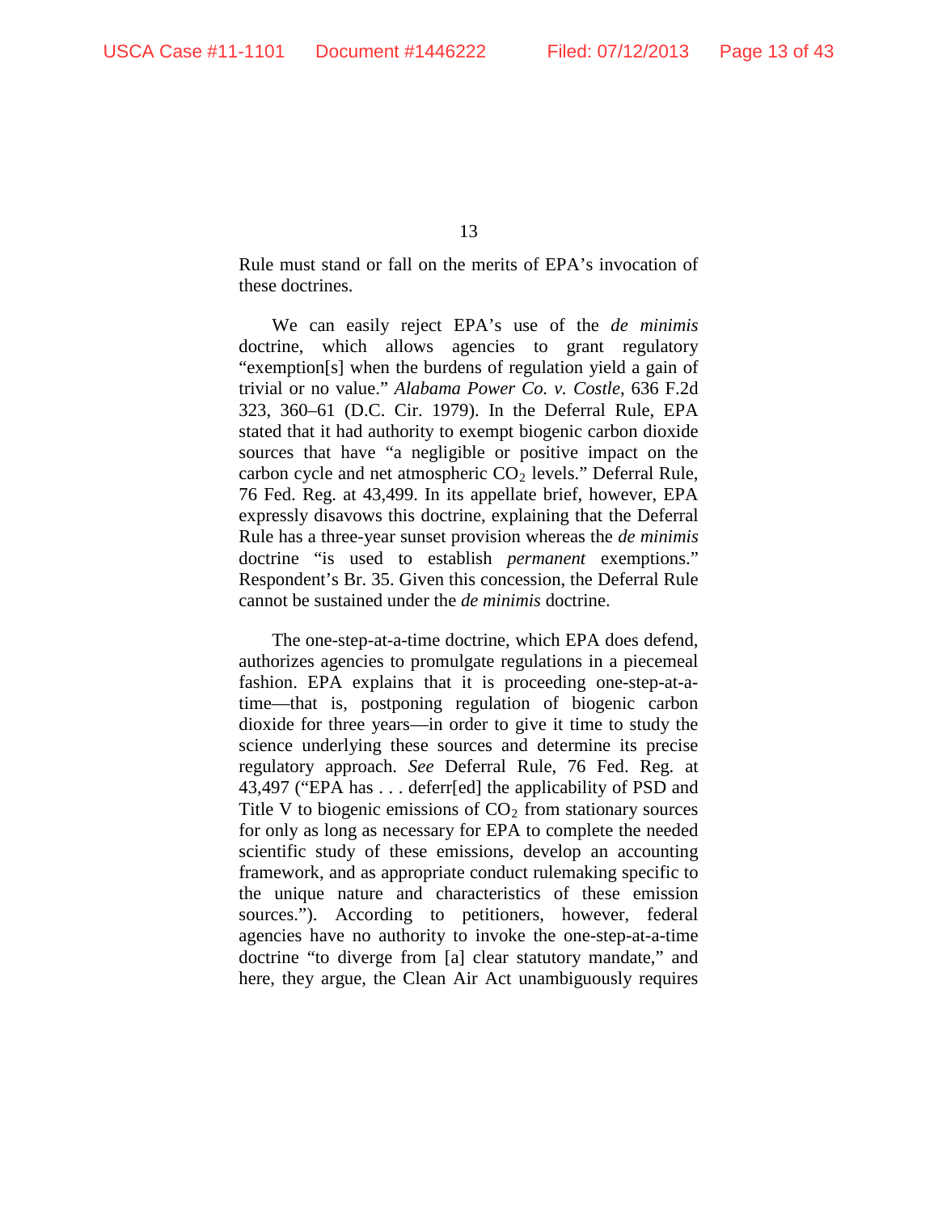Rule must stand or fall on the merits of EPA's invocation of these doctrines.

We can easily reject EPA's use of the *de minimis* doctrine, which allows agencies to grant regulatory "exemption[s] when the burdens of regulation yield a gain of trivial or no value." *Alabama Power Co. v. Costle*, 636 F.2d 323, 360–61 (D.C. Cir. 1979). In the Deferral Rule, EPA stated that it had authority to exempt biogenic carbon dioxide sources that have "a negligible or positive impact on the carbon cycle and net atmospheric $CO_2$ levels." Deferral Rule, 76 Fed. Reg. at 43,499. In its appellate brief, however, EPA expressly disavows this doctrine, explaining that the Deferral Rule has a three-year sunset provision whereas the *de minimis* doctrine "is used to establish *permanent* exemptions." Respondent's Br. 35. Given this concession, the Deferral Rule cannot be sustained under the *de minimis* doctrine.

The one-step-at-a-time doctrine, which EPA does defend, authorizes agencies to promulgate regulations in a piecemeal fashion. EPA explains that it is proceeding one-step-at-a-time—that is, postponing regulation of biogenic carbon dioxide for three years—in order to give it time to study the science underlying these sources and determine its precise regulatory approach. *See* Deferral Rule, 76 Fed. Reg. at 43,497 ("EPA has . . . deferr[ed] the applicability of PSD and Title V to biogenic emissions of $CO_2$ from stationary sources for only as long as necessary for EPA to complete the needed scientific study of these emissions, develop an accounting framework, and as appropriate conduct rulemaking specific to the unique nature and characteristics of these emission sources."). According to petitioners, however, federal agencies have no authority to invoke the one-step-at-a-time doctrine "to diverge from [a] clear statutory mandate," and here, they argue, the Clean Air Act unambiguously requires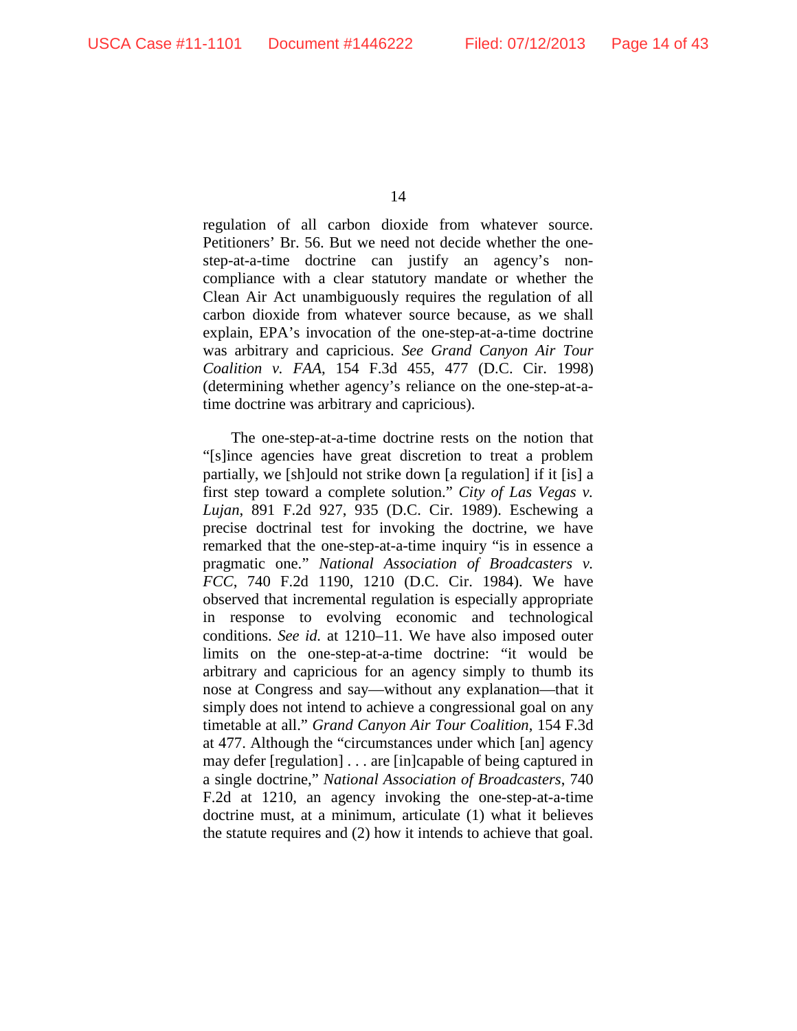regulation of all carbon dioxide from whatever source. Petitioners' Br. 56. But we need not decide whether the one-step-at-a-time doctrine can justify an agency's non-compliance with a clear statutory mandate or whether the Clean Air Act unambiguously requires the regulation of all carbon dioxide from whatever source because, as we shall explain, EPA's invocation of the one-step-at-a-time doctrine was arbitrary and capricious. *See Grand Canyon Air Tour Coalition v. FAA*, 154 F.3d 455, 477 (D.C. Cir. 1998) (determining whether agency's reliance on the one-step-at-a-time doctrine was arbitrary and capricious).

The one-step-at-a-time doctrine rests on the notion that "[s]ince agencies have great discretion to treat a problem partially, we [sh]ould not strike down [a regulation] if it [is] a first step toward a complete solution." *City of Las Vegas v. Lujan*, 891 F.2d 927, 935 (D.C. Cir. 1989). Eschewing a precise doctrinal test for invoking the doctrine, we have remarked that the one-step-at-a-time inquiry "is in essence a pragmatic one." *National Association of Broadcasters v. FCC*, 740 F.2d 1190, 1210 (D.C. Cir. 1984). We have observed that incremental regulation is especially appropriate in response to evolving economic and technological conditions. *See id.* at 1210–11. We have also imposed outer limits on the one-step-at-a-time doctrine: "it would be arbitrary and capricious for an agency simply to thumb its nose at Congress and say—without any explanation—that it simply does not intend to achieve a congressional goal on any timetable at all." *Grand Canyon Air Tour Coalition*, 154 F.3d at 477. Although the "circumstances under which [an] agency may defer [regulation] . . . are [in]capable of being captured in a single doctrine," *National Association of Broadcasters*, 740 F.2d at 1210, an agency invoking the one-step-at-a-time doctrine must, at a minimum, articulate (1) what it believes the statute requires and (2) how it intends to achieve that goal.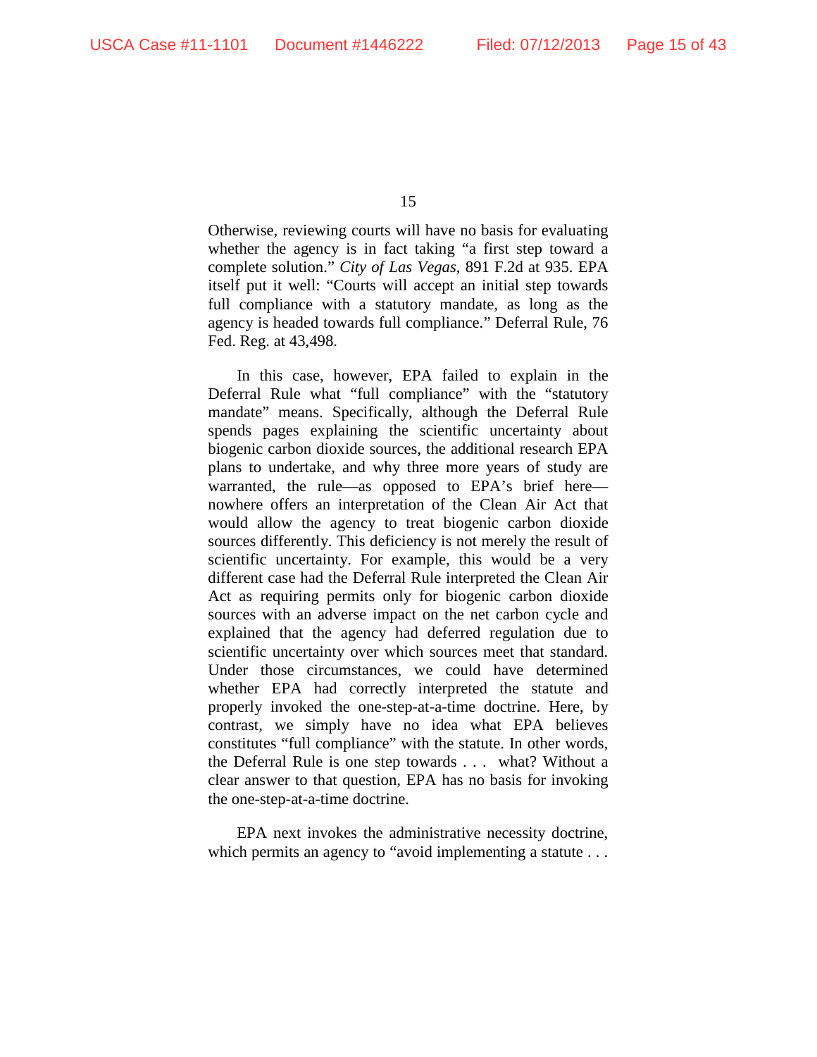Otherwise, reviewing courts will have no basis for evaluating whether the agency is in fact taking "a first step toward a complete solution." *City of Las Vegas*, 891 F.2d at 935. EPA itself put it well: "Courts will accept an initial step towards full compliance with a statutory mandate, as long as the agency is headed towards full compliance." Deferral Rule, 76 Fed. Reg. at 43,498.

In this case, however, EPA failed to explain in the Deferral Rule what "full compliance" with the "statutory mandate" means. Specifically, although the Deferral Rule spends pages explaining the scientific uncertainty about biogenic carbon dioxide sources, the additional research EPA plans to undertake, and why three more years of study are warranted, the rule—as opposed to EPA's brief here—nowhere offers an interpretation of the Clean Air Act that would allow the agency to treat biogenic carbon dioxide sources differently. This deficiency is not merely the result of scientific uncertainty. For example, this would be a very different case had the Deferral Rule interpreted the Clean Air Act as requiring permits only for biogenic carbon dioxide sources with an adverse impact on the net carbon cycle and explained that the agency had deferred regulation due to scientific uncertainty over which sources meet that standard. Under those circumstances, we could have determined whether EPA had correctly interpreted the statute and properly invoked the one-step-at-a-time doctrine. Here, by contrast, we simply have no idea what EPA believes constitutes "full compliance" with the statute. In other words, the Deferral Rule is one step towards . . . what? Without a clear answer to that question, EPA has no basis for invoking the one-step-at-a-time doctrine.

EPA next invokes the administrative necessity doctrine, which permits an agency to "avoid implementing a statute . . .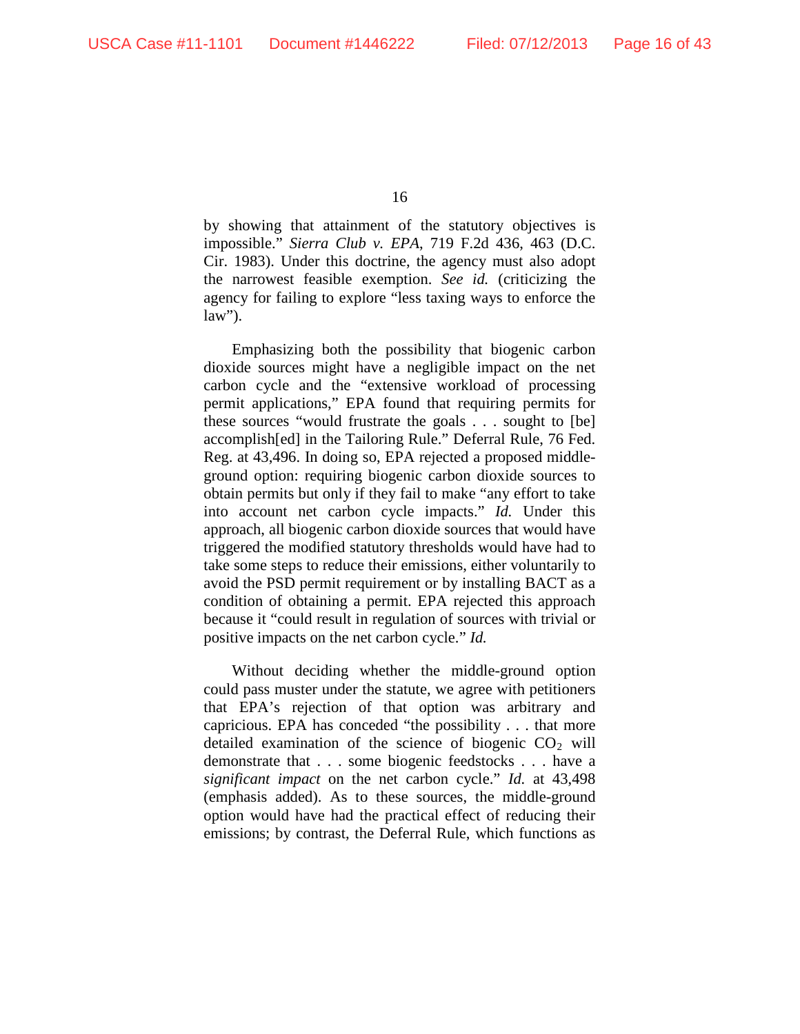by showing that attainment of the statutory objectives is impossible." *Sierra Club v. EPA*, 719 F.2d 436, 463 (D.C. Cir. 1983). Under this doctrine, the agency must also adopt the narrowest feasible exemption. *See id.* (criticizing the agency for failing to explore "less taxing ways to enforce the law").

Emphasizing both the possibility that biogenic carbon dioxide sources might have a negligible impact on the net carbon cycle and the "extensive workload of processing permit applications," EPA found that requiring permits for these sources "would frustrate the goals . . . sought to [be] accomplish[ed] in the Tailoring Rule." Deferral Rule, 76 Fed. Reg. at 43,496. In doing so, EPA rejected a proposed middle-ground option: requiring biogenic carbon dioxide sources to obtain permits but only if they fail to make "any effort to take into account net carbon cycle impacts." *Id.* Under this approach, all biogenic carbon dioxide sources that would have triggered the modified statutory thresholds would have had to take some steps to reduce their emissions, either voluntarily to avoid the PSD permit requirement or by installing BACT as a condition of obtaining a permit. EPA rejected this approach because it "could result in regulation of sources with trivial or positive impacts on the net carbon cycle." *Id.*

Without deciding whether the middle-ground option could pass muster under the statute, we agree with petitioners that EPA's rejection of that option was arbitrary and capricious. EPA has conceded "the possibility . . . that more detailed examination of the science of biogenic $CO_2$ will demonstrate that . . . some biogenic feedstocks . . . have a *significant impact* on the net carbon cycle." *Id.* at 43,498 (emphasis added). As to these sources, the middle-ground option would have had the practical effect of reducing their emissions; by contrast, the Deferral Rule, which functions as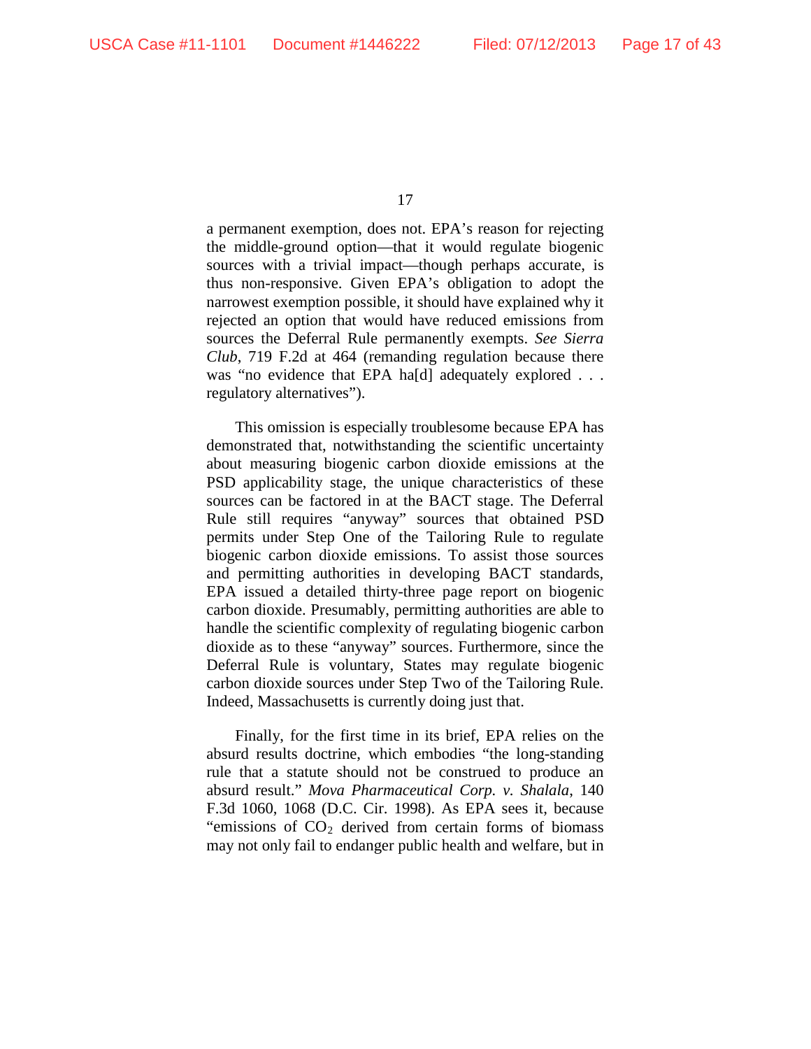a permanent exemption, does not. EPA's reason for rejecting the middle-ground option—that it would regulate biogenic sources with a trivial impact—though perhaps accurate, is thus non-responsive. Given EPA's obligation to adopt the narrowest exemption possible, it should have explained why it rejected an option that would have reduced emissions from sources the Deferral Rule permanently exempts. *See Sierra Club*, 719 F.2d at 464 (remanding regulation because there was "no evidence that EPA ha[d] adequately explored . . . regulatory alternatives").

This omission is especially troublesome because EPA has demonstrated that, notwithstanding the scientific uncertainty about measuring biogenic carbon dioxide emissions at the PSD applicability stage, the unique characteristics of these sources can be factored in at the BACT stage. The Deferral Rule still requires "anyway" sources that obtained PSD permits under Step One of the Tailoring Rule to regulate biogenic carbon dioxide emissions. To assist those sources and permitting authorities in developing BACT standards, EPA issued a detailed thirty-three page report on biogenic carbon dioxide. Presumably, permitting authorities are able to handle the scientific complexity of regulating biogenic carbon dioxide as to these "anyway" sources. Furthermore, since the Deferral Rule is voluntary, States may regulate biogenic carbon dioxide sources under Step Two of the Tailoring Rule. Indeed, Massachusetts is currently doing just that.

Finally, for the first time in its brief, EPA relies on the absurd results doctrine, which embodies "the long-standing rule that a statute should not be construed to produce an absurd result." *Mova Pharmaceutical Corp. v. Shalala*, 140 F.3d 1060, 1068 (D.C. Cir. 1998). As EPA sees it, because "emissions of $CO_2$ derived from certain forms of biomass may not only fail to endanger public health and welfare, but in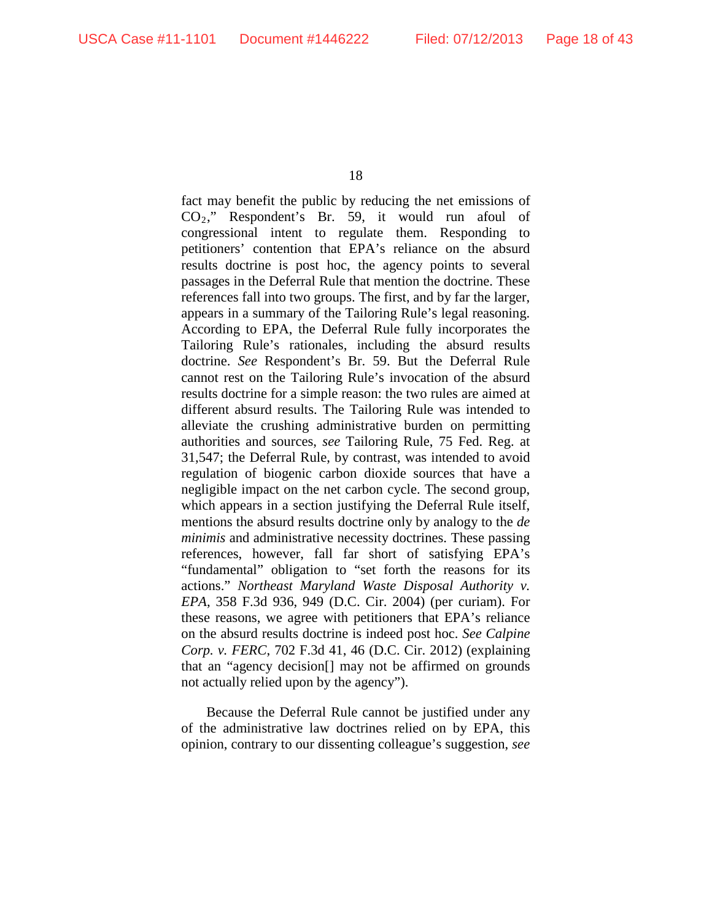fact may benefit the public by reducing the net emissions of $CO_2$," Respondent's Br. 59, it would run afoul of congressional intent to regulate them. Responding to petitioners' contention that EPA's reliance on the absurd results doctrine is post hoc, the agency points to several passages in the Deferral Rule that mention the doctrine. These references fall into two groups. The first, and by far the larger, appears in a summary of the Tailoring Rule's legal reasoning. According to EPA, the Deferral Rule fully incorporates the Tailoring Rule's rationales, including the absurd results doctrine. *See* Respondent's Br. 59. But the Deferral Rule cannot rest on the Tailoring Rule's invocation of the absurd results doctrine for a simple reason: the two rules are aimed at different absurd results. The Tailoring Rule was intended to alleviate the crushing administrative burden on permitting authorities and sources, *see* Tailoring Rule, 75 Fed. Reg. at 31,547; the Deferral Rule, by contrast, was intended to avoid regulation of biogenic carbon dioxide sources that have a negligible impact on the net carbon cycle. The second group, which appears in a section justifying the Deferral Rule itself, mentions the absurd results doctrine only by analogy to the *de minimis* and administrative necessity doctrines. These passing references, however, fall far short of satisfying EPA's "fundamental" obligation to "set forth the reasons for its actions." *Northeast Maryland Waste Disposal Authority v. EPA*, 358 F.3d 936, 949 (D.C. Cir. 2004) (per curiam). For these reasons, we agree with petitioners that EPA's reliance on the absurd results doctrine is indeed post hoc. *See Calpine Corp. v. FERC*, 702 F.3d 41, 46 (D.C. Cir. 2012) (explaining that an "agency decision[] may not be affirmed on grounds not actually relied upon by the agency").

Because the Deferral Rule cannot be justified under any of the administrative law doctrines relied on by EPA, this opinion, contrary to our dissenting colleague's suggestion, *see*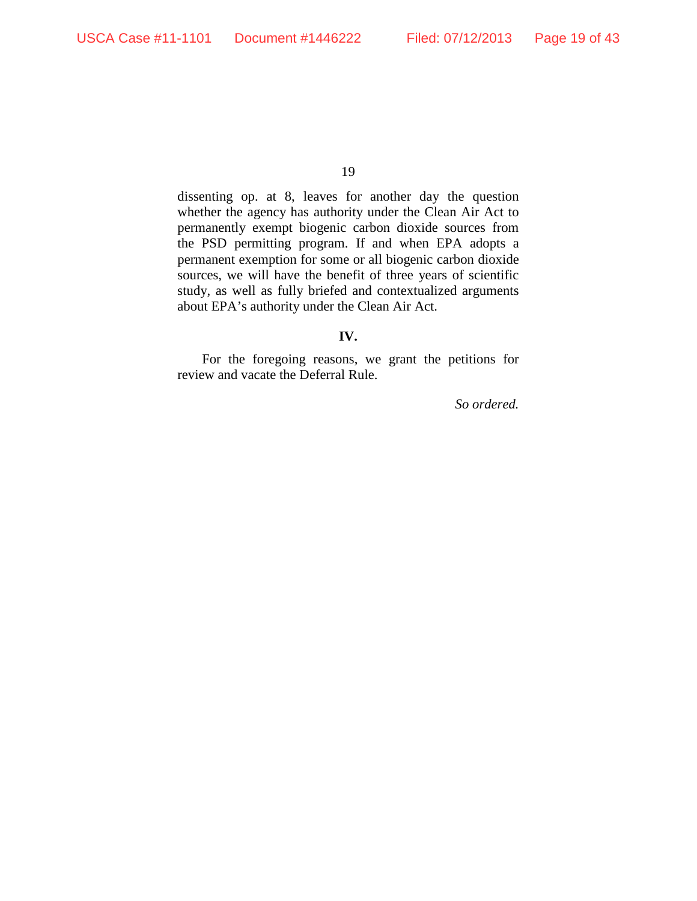dissenting op. at 8, leaves for another day the question whether the agency has authority under the Clean Air Act to permanently exempt biogenic carbon dioxide sources from the PSD permitting program. If and when EPA adopts a permanent exemption for some or all biogenic carbon dioxide sources, we will have the benefit of three years of scientific study, as well as fully briefed and contextualized arguments about EPA's authority under the Clean Air Act.

## IV.

For the foregoing reasons, we grant the petitions for review and vacate the Deferral Rule.

*So ordered.*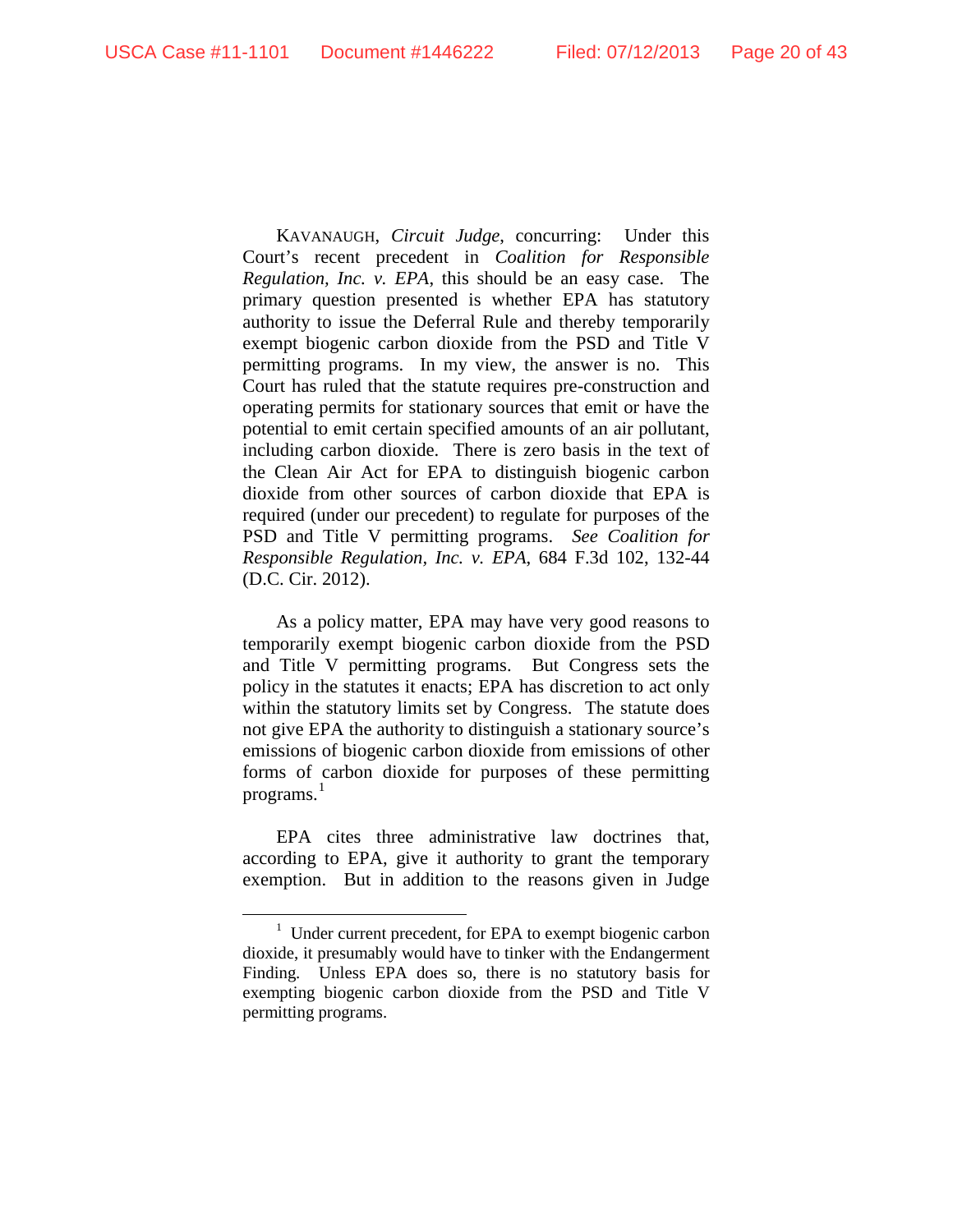KAVANAUGH, *Circuit Judge*, concurring: Under this Court's recent precedent in *Coalition for Responsible Regulation, Inc. v. EPA*, this should be an easy case. The primary question presented is whether EPA has statutory authority to issue the Deferral Rule and thereby temporarily exempt biogenic carbon dioxide from the PSD and Title V permitting programs. In my view, the answer is no. This Court has ruled that the statute requires pre-construction and operating permits for stationary sources that emit or have the potential to emit certain specified amounts of an air pollutant, including carbon dioxide. There is zero basis in the text of the Clean Air Act for EPA to distinguish biogenic carbon dioxide from other sources of carbon dioxide that EPA is required (under our precedent) to regulate for purposes of the PSD and Title V permitting programs. *See Coalition for Responsible Regulation, Inc. v. EPA*, 684 F.3d 102, 132-44 (D.C. Cir. 2012).

As a policy matter, EPA may have very good reasons to temporarily exempt biogenic carbon dioxide from the PSD and Title V permitting programs. But Congress sets the policy in the statutes it enacts; EPA has discretion to act only within the statutory limits set by Congress. The statute does not give EPA the authority to distinguish a stationary source's emissions of biogenic carbon dioxide from emissions of other forms of carbon dioxide for purposes of these permitting programs.[1]

EPA cites three administrative law doctrines that, according to EPA, give it authority to grant the temporary exemption. But in addition to the reasons given in Judge

---

[1] Under current precedent, for EPA to exempt biogenic carbon dioxide, it presumably would have to tinker with the Endangerment Finding. Unless EPA does so, there is no statutory basis for exempting biogenic carbon dioxide from the PSD and Title V permitting programs.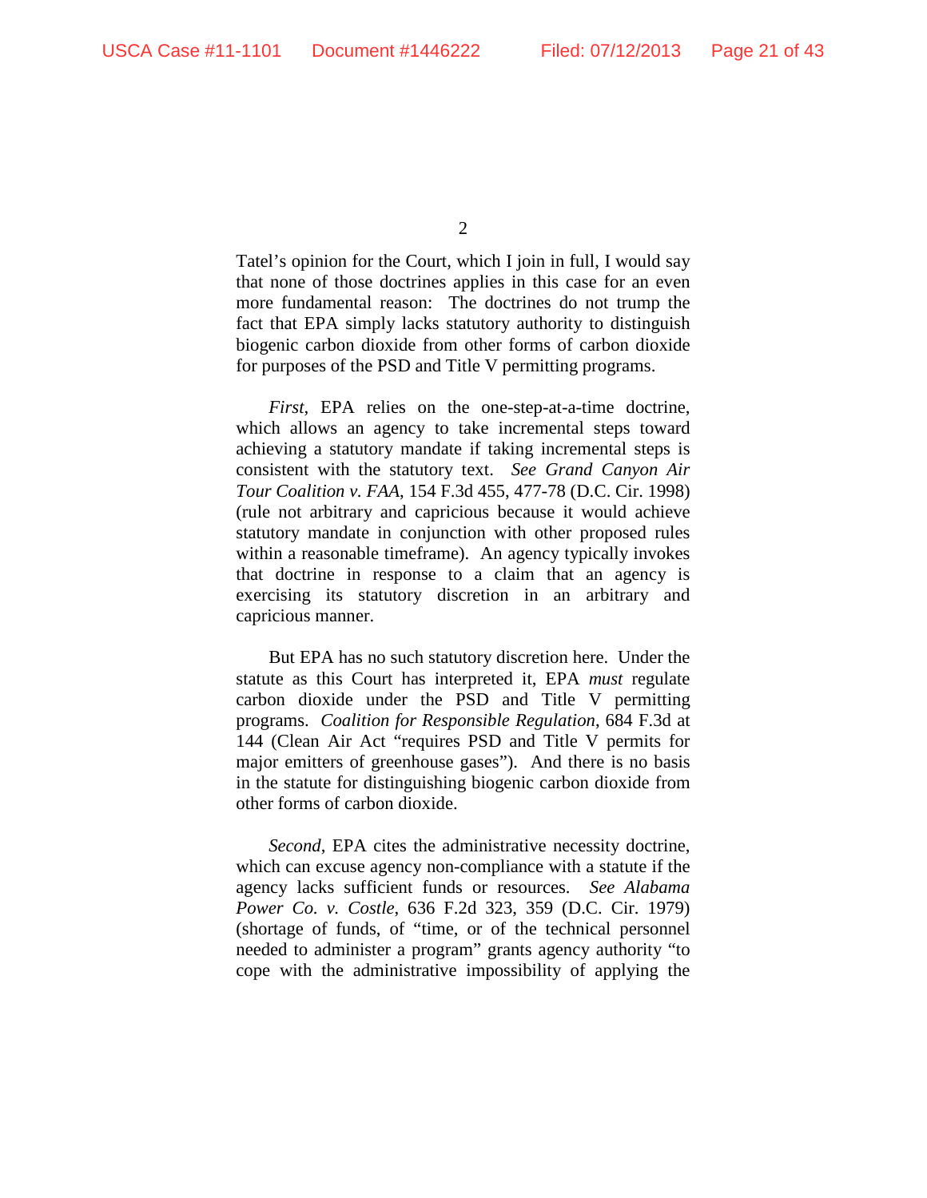Tatel's opinion for the Court, which I join in full, I would say that none of those doctrines applies in this case for an even more fundamental reason: The doctrines do not trump the fact that EPA simply lacks statutory authority to distinguish biogenic carbon dioxide from other forms of carbon dioxide for purposes of the PSD and Title V permitting programs.

*First*, EPA relies on the one-step-at-a-time doctrine, which allows an agency to take incremental steps toward achieving a statutory mandate if taking incremental steps is consistent with the statutory text. *See Grand Canyon Air Tour Coalition v. FAA*, 154 F.3d 455, 477-78 (D.C. Cir. 1998) (rule not arbitrary and capricious because it would achieve statutory mandate in conjunction with other proposed rules within a reasonable timeframe). An agency typically invokes that doctrine in response to a claim that an agency is exercising its statutory discretion in an arbitrary and capricious manner.

But EPA has no such statutory discretion here. Under the statute as this Court has interpreted it, EPA *must* regulate carbon dioxide under the PSD and Title V permitting programs. *Coalition for Responsible Regulation*, 684 F.3d at 144 (Clean Air Act "requires PSD and Title V permits for major emitters of greenhouse gases"). And there is no basis in the statute for distinguishing biogenic carbon dioxide from other forms of carbon dioxide.

*Second*, EPA cites the administrative necessity doctrine, which can excuse agency non-compliance with a statute if the agency lacks sufficient funds or resources. *See Alabama Power Co. v. Costle*, 636 F.2d 323, 359 (D.C. Cir. 1979) (shortage of funds, of "time, or of the technical personnel needed to administer a program" grants agency authority "to cope with the administrative impossibility of applying the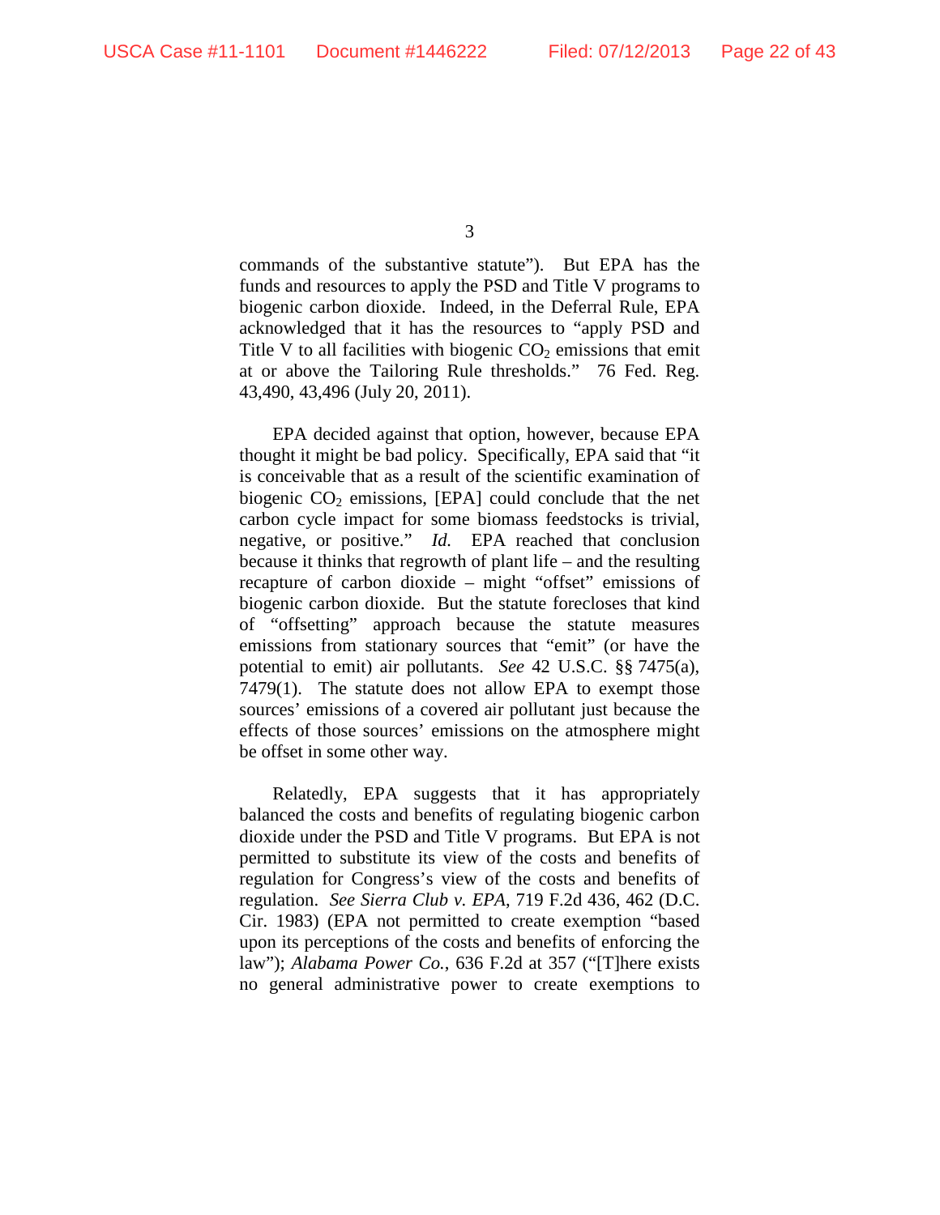commands of the substantive statute"). But EPA has the funds and resources to apply the PSD and Title V programs to biogenic carbon dioxide. Indeed, in the Deferral Rule, EPA acknowledged that it has the resources to "apply PSD and Title V to all facilities with biogenic $CO_2$ emissions that emit at or above the Tailoring Rule thresholds." 76 Fed. Reg. 43,490, 43,496 (July 20, 2011).

EPA decided against that option, however, because EPA thought it might be bad policy. Specifically, EPA said that "it is conceivable that as a result of the scientific examination of biogenic $CO_2$ emissions, [EPA] could conclude that the net carbon cycle impact for some biomass feedstocks is trivial, negative, or positive." *Id.* EPA reached that conclusion because it thinks that regrowth of plant life – and the resulting recapture of carbon dioxide – might "offset" emissions of biogenic carbon dioxide. But the statute forecloses that kind of "offsetting" approach because the statute measures emissions from stationary sources that "emit" (or have the potential to emit) air pollutants. *See* 42 U.S.C. §§ 7475(a), 7479(1). The statute does not allow EPA to exempt those sources' emissions of a covered air pollutant just because the effects of those sources' emissions on the atmosphere might be offset in some other way.

Relatedly, EPA suggests that it has appropriately balanced the costs and benefits of regulating biogenic carbon dioxide under the PSD and Title V programs. But EPA is not permitted to substitute its view of the costs and benefits of regulation for Congress's view of the costs and benefits of regulation. *See Sierra Club v. EPA*, 719 F.2d 436, 462 (D.C. Cir. 1983) (EPA not permitted to create exemption "based upon its perceptions of the costs and benefits of enforcing the law"); *Alabama Power Co.*, 636 F.2d at 357 ("[T]here exists no general administrative power to create exemptions to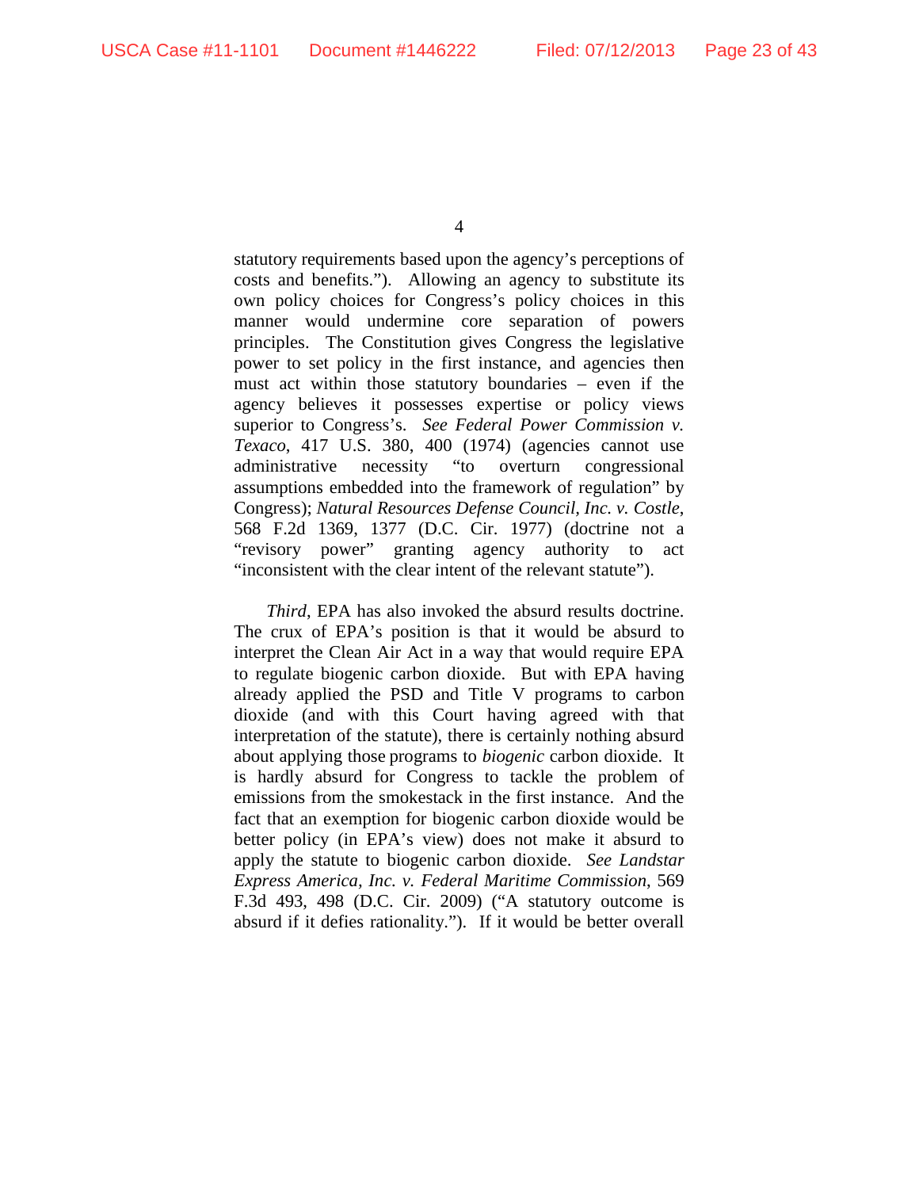statutory requirements based upon the agency's perceptions of costs and benefits."). Allowing an agency to substitute its own policy choices for Congress's policy choices in this manner would undermine core separation of powers principles. The Constitution gives Congress the legislative power to set policy in the first instance, and agencies then must act within those statutory boundaries – even if the agency believes it possesses expertise or policy views superior to Congress's. *See Federal Power Commission v. Texaco*, 417 U.S. 380, 400 (1974) (agencies cannot use administrative necessity "to overturn congressional assumptions embedded into the framework of regulation" by Congress); *Natural Resources Defense Council, Inc. v. Costle*, 568 F.2d 1369, 1377 (D.C. Cir. 1977) (doctrine not a "revisory power" granting agency authority to act "inconsistent with the clear intent of the relevant statute").

*Third*, EPA has also invoked the absurd results doctrine. The crux of EPA's position is that it would be absurd to interpret the Clean Air Act in a way that would require EPA to regulate biogenic carbon dioxide. But with EPA having already applied the PSD and Title V programs to carbon dioxide (and with this Court having agreed with that interpretation of the statute), there is certainly nothing absurd about applying those programs to *biogenic* carbon dioxide. It is hardly absurd for Congress to tackle the problem of emissions from the smokestack in the first instance. And the fact that an exemption for biogenic carbon dioxide would be better policy (in EPA's view) does not make it absurd to apply the statute to biogenic carbon dioxide. *See Landstar Express America, Inc. v. Federal Maritime Commission*, 569 F.3d 493, 498 (D.C. Cir. 2009) ("A statutory outcome is absurd if it defies rationality."). If it would be better overall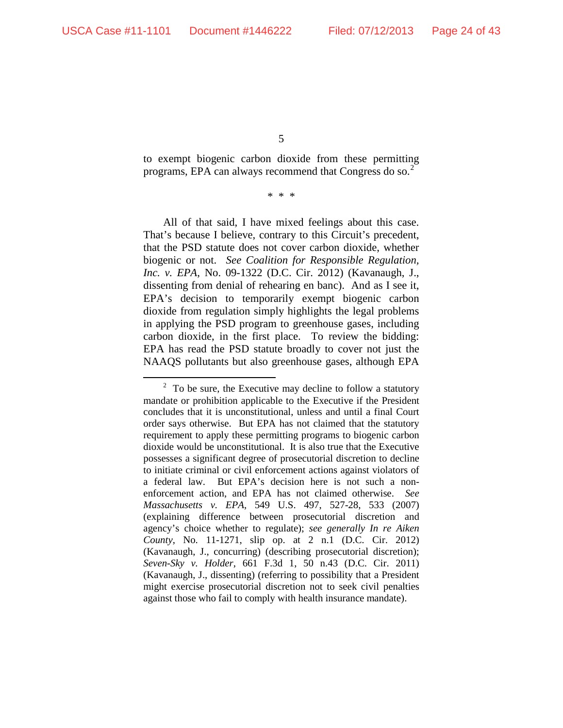to exempt biogenic carbon dioxide from these permitting programs, EPA can always recommend that Congress do so.[2]

\* \* \*

All of that said, I have mixed feelings about this case. That's because I believe, contrary to this Circuit's precedent, that the PSD statute does not cover carbon dioxide, whether biogenic or not. *See Coalition for Responsible Regulation, Inc. v. EPA*, No. 09-1322 (D.C. Cir. 2012) (Kavanaugh, J., dissenting from denial of rehearing en banc). And as I see it, EPA's decision to temporarily exempt biogenic carbon dioxide from regulation simply highlights the legal problems in applying the PSD program to greenhouse gases, including carbon dioxide, in the first place. To review the bidding: EPA has read the PSD statute broadly to cover not just the NAAQS pollutants but also greenhouse gases, although EPA

---

[2] To be sure, the Executive may decline to follow a statutory mandate or prohibition applicable to the Executive if the President concludes that it is unconstitutional, unless and until a final Court order says otherwise. But EPA has not claimed that the statutory requirement to apply these permitting programs to biogenic carbon dioxide would be unconstitutional. It is also true that the Executive possesses a significant degree of prosecutorial discretion to decline to initiate criminal or civil enforcement actions against violators of a federal law. But EPA's decision here is not such a non-enforcement action, and EPA has not claimed otherwise. *See Massachusetts v. EPA*, 549 U.S. 497, 527-28, 533 (2007) (explaining difference between prosecutorial discretion and agency's choice whether to regulate); *see generally In re Aiken County*, No. 11-1271, slip op. at 2 n.1 (D.C. Cir. 2012) (Kavanaugh, J., concurring) (describing prosecutorial discretion); *Seven-Sky v. Holder*, 661 F.3d 1, 50 n.43 (D.C. Cir. 2011) (Kavanaugh, J., dissenting) (referring to possibility that a President might exercise prosecutorial discretion not to seek civil penalties against those who fail to comply with health insurance mandate).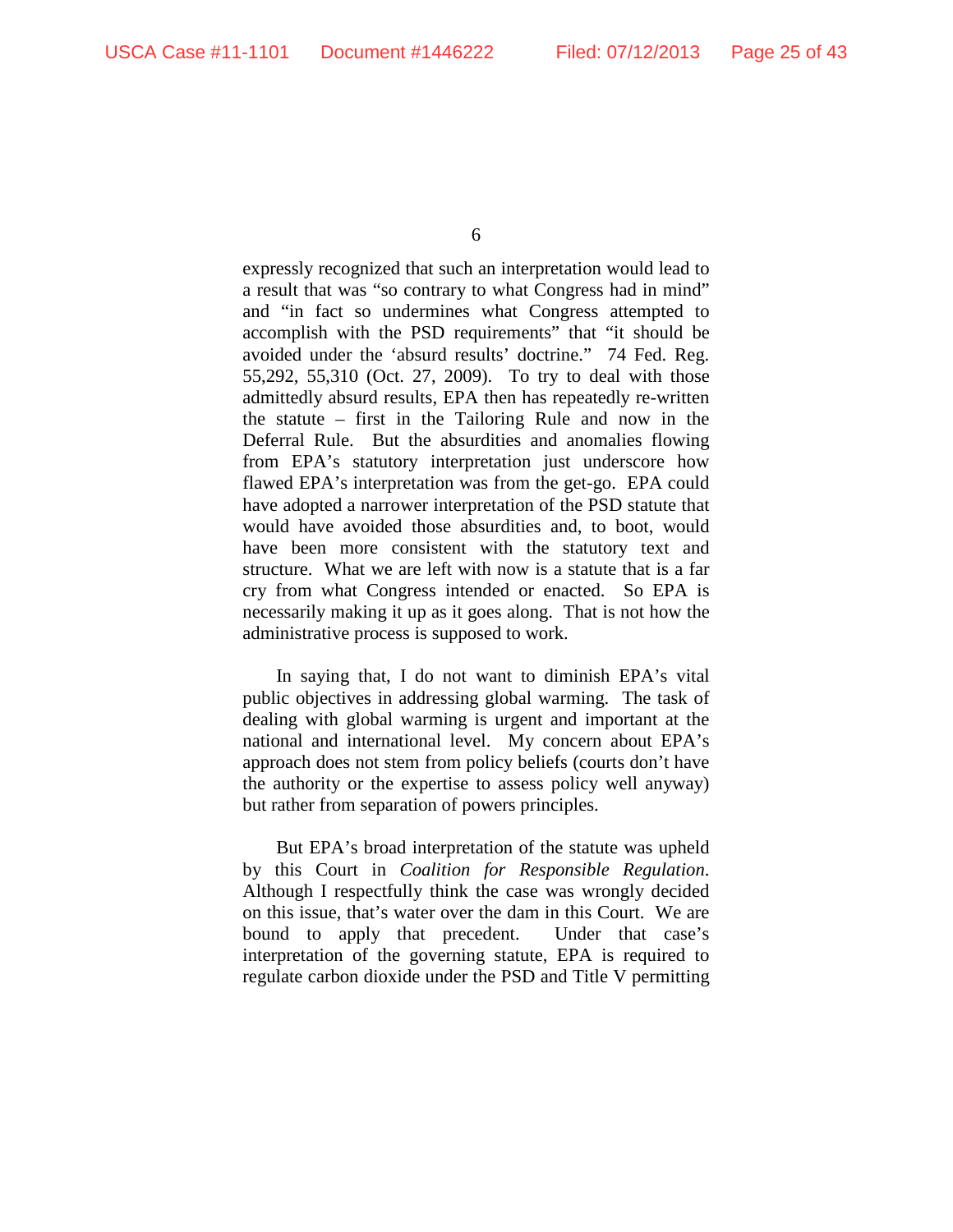expressly recognized that such an interpretation would lead to a result that was "so contrary to what Congress had in mind" and "in fact so undermines what Congress attempted to accomplish with the PSD requirements" that "it should be avoided under the 'absurd results' doctrine." 74 Fed. Reg. 55,292, 55,310 (Oct. 27, 2009). To try to deal with those admittedly absurd results, EPA then has repeatedly re-written the statute – first in the Tailoring Rule and now in the Deferral Rule. But the absurdities and anomalies flowing from EPA's statutory interpretation just underscore how flawed EPA's interpretation was from the get-go. EPA could have adopted a narrower interpretation of the PSD statute that would have avoided those absurdities and, to boot, would have been more consistent with the statutory text and structure. What we are left with now is a statute that is a far cry from what Congress intended or enacted. So EPA is necessarily making it up as it goes along. That is not how the administrative process is supposed to work.

In saying that, I do not want to diminish EPA's vital public objectives in addressing global warming. The task of dealing with global warming is urgent and important at the national and international level. My concern about EPA's approach does not stem from policy beliefs (courts don't have the authority or the expertise to assess policy well anyway) but rather from separation of powers principles.

But EPA's broad interpretation of the statute was upheld by this Court in *Coalition for Responsible Regulation*. Although I respectfully think the case was wrongly decided on this issue, that's water over the dam in this Court. We are bound to apply that precedent. Under that case's interpretation of the governing statute, EPA is required to regulate carbon dioxide under the PSD and Title V permitting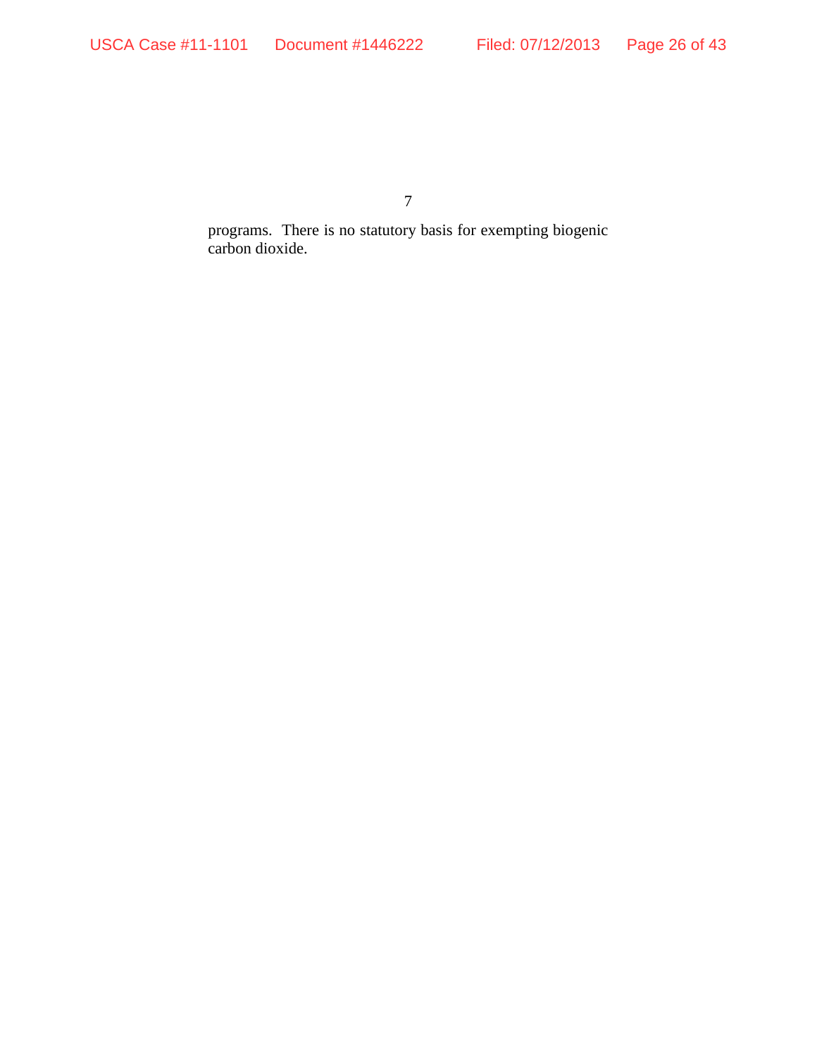programs. There is no statutory basis for exempting biogenic carbon dioxide.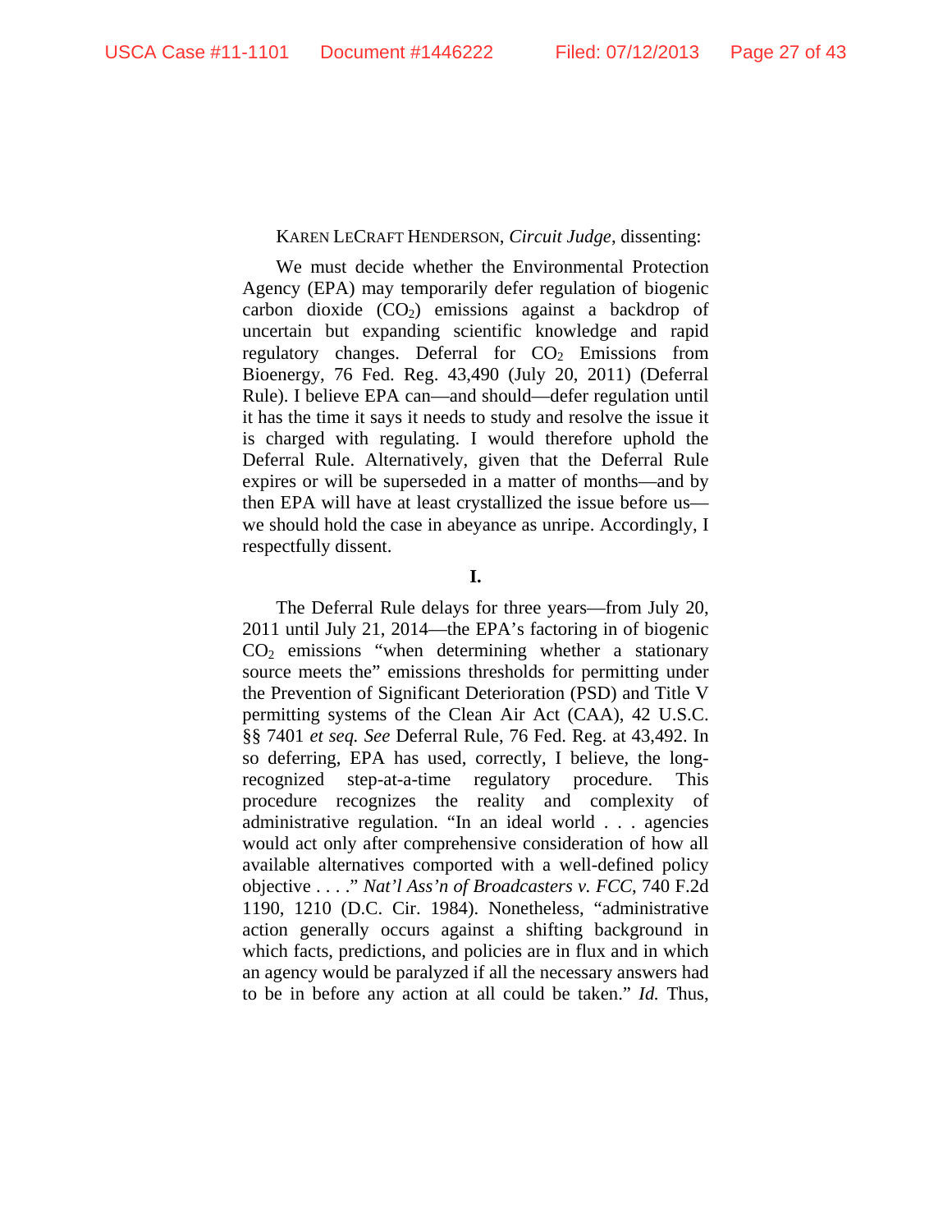KAREN LECRAFT HENDERSON, *Circuit Judge*, dissenting:

We must decide whether the Environmental Protection Agency (EPA) may temporarily defer regulation of biogenic carbon dioxide ($CO_2$) emissions against a backdrop of uncertain but expanding scientific knowledge and rapid regulatory changes. Deferral for $CO_2$ Emissions from Bioenergy, 76 Fed. Reg. 43,490 (July 20, 2011) (Deferral Rule). I believe EPA can—and should—defer regulation until it has the time it says it needs to study and resolve the issue it is charged with regulating. I would therefore uphold the Deferral Rule. Alternatively, given that the Deferral Rule expires or will be superseded in a matter of months—and by then EPA will have at least crystallized the issue before us—we should hold the case in abeyance as unripe. Accordingly, I respectfully dissent.

**I.**

The Deferral Rule delays for three years—from July 20, 2011 until July 21, 2014—the EPA's factoring in of biogenic $CO_2$ emissions "when determining whether a stationary source meets the" emissions thresholds for permitting under the Prevention of Significant Deterioration (PSD) and Title V permitting systems of the Clean Air Act (CAA), 42 U.S.C. §§ 7401 *et seq. See* Deferral Rule, 76 Fed. Reg. at 43,492. In so deferring, EPA has used, correctly, I believe, the long-recognized step-at-a-time regulatory procedure. This procedure recognizes the reality and complexity of administrative regulation. "In an ideal world . . . agencies would act only after comprehensive consideration of how all available alternatives comported with a well-defined policy objective . . . ." *Nat'l Ass'n of Broadcasters v. FCC*, 740 F.2d 1190, 1210 (D.C. Cir. 1984). Nonetheless, "administrative action generally occurs against a shifting background in which facts, predictions, and policies are in flux and in which an agency would be paralyzed if all the necessary answers had to be in before any action at all could be taken." *Id.* Thus,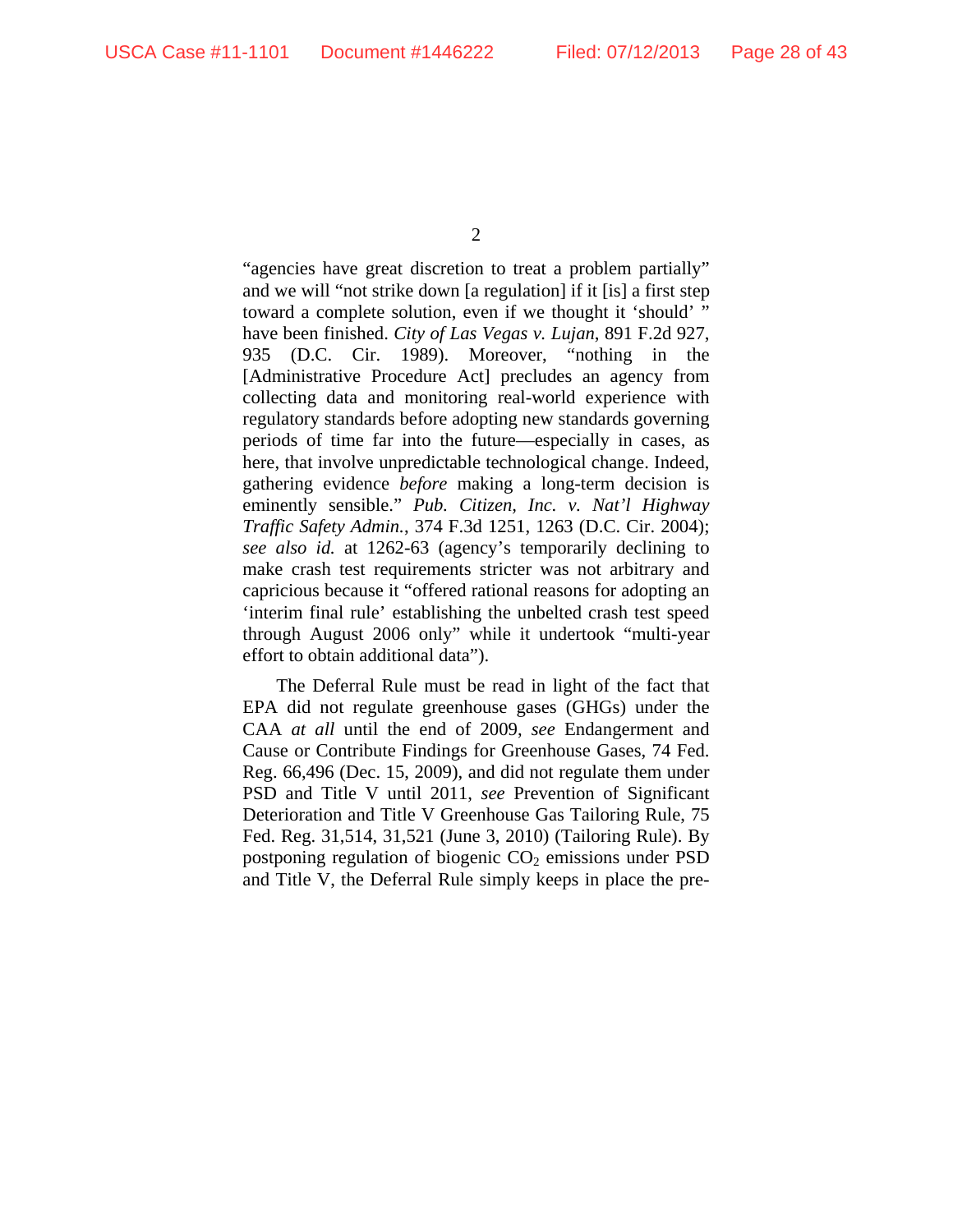"agencies have great discretion to treat a problem partially" and we will "not strike down [a regulation] if it [is] a first step toward a complete solution, even if we thought it 'should' " have been finished. *City of Las Vegas v. Lujan*, 891 F.2d 927, 935 (D.C. Cir. 1989). Moreover, "nothing in the [Administrative Procedure Act] precludes an agency from collecting data and monitoring real-world experience with regulatory standards before adopting new standards governing periods of time far into the future—especially in cases, as here, that involve unpredictable technological change. Indeed, gathering evidence *before* making a long-term decision is eminently sensible." *Pub. Citizen, Inc. v. Nat'l Highway Traffic Safety Admin.*, 374 F.3d 1251, 1263 (D.C. Cir. 2004); *see also id.* at 1262-63 (agency's temporarily declining to make crash test requirements stricter was not arbitrary and capricious because it "offered rational reasons for adopting an 'interim final rule' establishing the unbelted crash test speed through August 2006 only" while it undertook "multi-year effort to obtain additional data").

The Deferral Rule must be read in light of the fact that EPA did not regulate greenhouse gases (GHGs) under the CAA *at all* until the end of 2009, *see* Endangerment and Cause or Contribute Findings for Greenhouse Gases, 74 Fed. Reg. 66,496 (Dec. 15, 2009), and did not regulate them under PSD and Title V until 2011, *see* Prevention of Significant Deterioration and Title V Greenhouse Gas Tailoring Rule, 75 Fed. Reg. 31,514, 31,521 (June 3, 2010) (Tailoring Rule). By postponing regulation of biogenic $CO_2$ emissions under PSD and Title V, the Deferral Rule simply keeps in place the pre-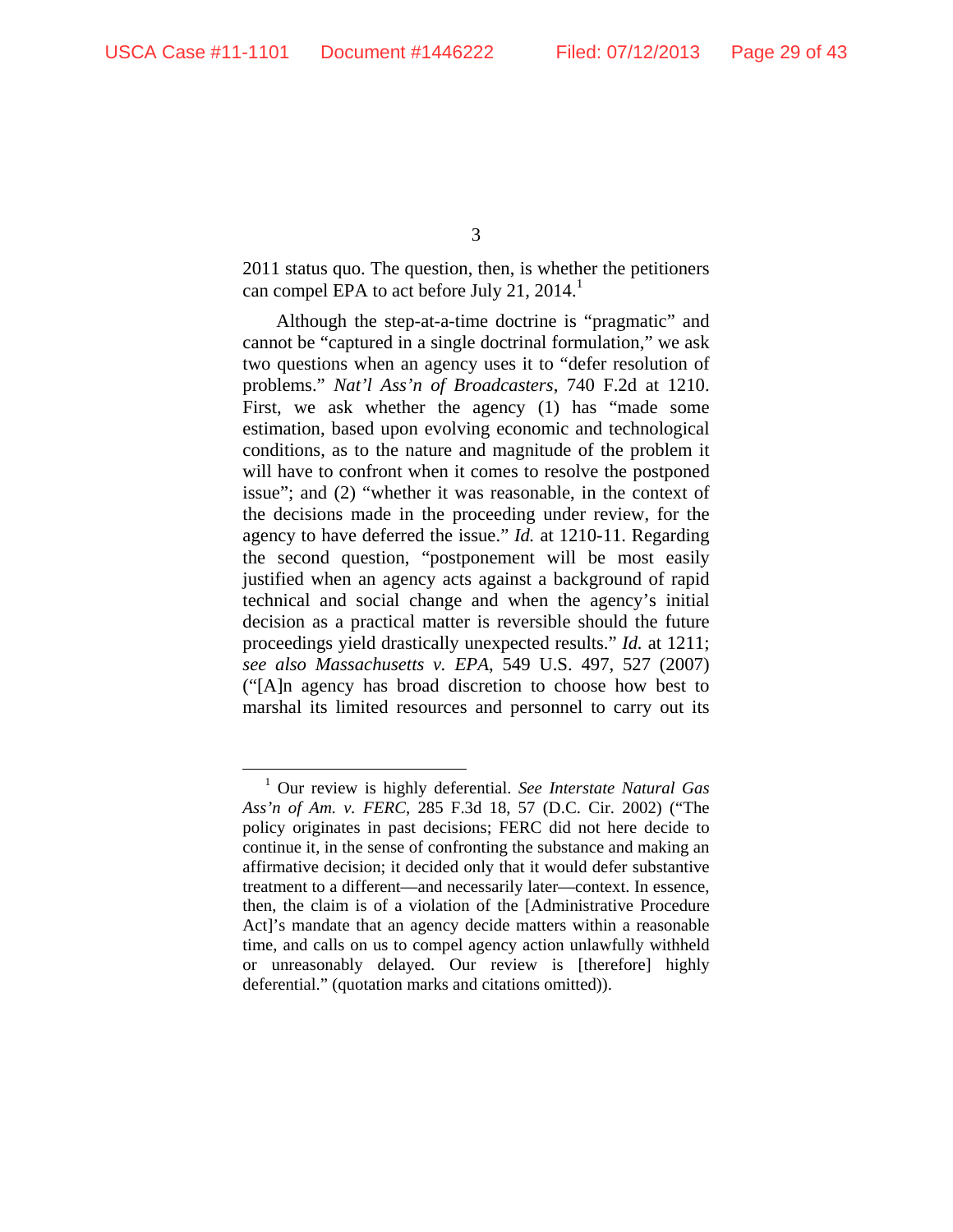2011 status quo. The question, then, is whether the petitioners can compel EPA to act before July 21, 2014.[1]

Although the step-at-a-time doctrine is "pragmatic" and cannot be "captured in a single doctrinal formulation," we ask two questions when an agency uses it to "defer resolution of problems." *Nat'l Ass'n of Broadcasters*, 740 F.2d at 1210. First, we ask whether the agency (1) has "made some estimation, based upon evolving economic and technological conditions, as to the nature and magnitude of the problem it will have to confront when it comes to resolve the postponed issue"; and (2) "whether it was reasonable, in the context of the decisions made in the proceeding under review, for the agency to have deferred the issue." *Id.* at 1210-11. Regarding the second question, "postponement will be most easily justified when an agency acts against a background of rapid technical and social change and when the agency's initial decision as a practical matter is reversible should the future proceedings yield drastically unexpected results." *Id.* at 1211; *see also Massachusetts v. EPA*, 549 U.S. 497, 527 (2007) ("[A]n agency has broad discretion to choose how best to marshal its limited resources and personnel to carry out its

---

[1] Our review is highly deferential. *See Interstate Natural Gas Ass'n of Am. v. FERC*, 285 F.3d 18, 57 (D.C. Cir. 2002) ("The policy originates in past decisions; FERC did not here decide to continue it, in the sense of confronting the substance and making an affirmative decision; it decided only that it would defer substantive treatment to a different—and necessarily later—context. In essence, then, the claim is of a violation of the [Administrative Procedure Act]'s mandate that an agency decide matters within a reasonable time, and calls on us to compel agency action unlawfully withheld or unreasonably delayed. Our review is [therefore] highly deferential." (quotation marks and citations omitted)).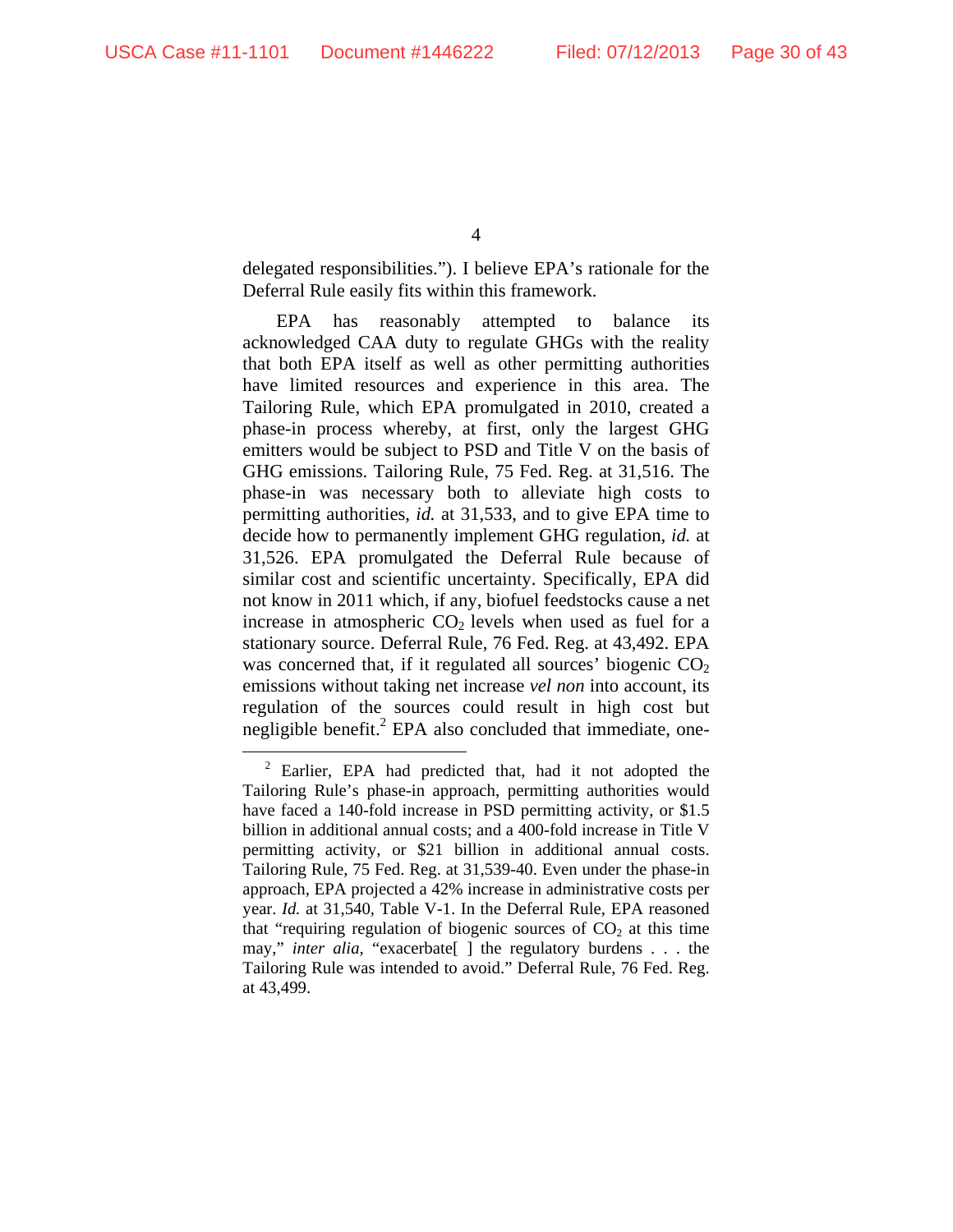delegated responsibilities."). I believe EPA's rationale for the Deferral Rule easily fits within this framework.

EPA has reasonably attempted to balance its acknowledged CAA duty to regulate GHGs with the reality that both EPA itself as well as other permitting authorities have limited resources and experience in this area. The Tailoring Rule, which EPA promulgated in 2010, created a phase-in process whereby, at first, only the largest GHG emitters would be subject to PSD and Title V on the basis of GHG emissions. Tailoring Rule, 75 Fed. Reg. at 31,516. The phase-in was necessary both to alleviate high costs to permitting authorities, *id.* at 31,533, and to give EPA time to decide how to permanently implement GHG regulation, *id.* at 31,526. EPA promulgated the Deferral Rule because of similar cost and scientific uncertainty. Specifically, EPA did not know in 2011 which, if any, biofuel feedstocks cause a net increase in atmospheric $CO_2$ levels when used as fuel for a stationary source. Deferral Rule, 76 Fed. Reg. at 43,492. EPA was concerned that, if it regulated all sources' biogenic $CO_2$ emissions without taking net increase *vel non* into account, its regulation of the sources could result in high cost but negligible benefit.[2] EPA also concluded that immediate, one-

---

[2] Earlier, EPA had predicted that, had it not adopted the Tailoring Rule's phase-in approach, permitting authorities would have faced a 140-fold increase in PSD permitting activity, or $1.5 billion in additional annual costs; and a 400-fold increase in Title V permitting activity, or $21 billion in additional annual costs. Tailoring Rule, 75 Fed. Reg. at 31,539-40. Even under the phase-in approach, EPA projected a 42% increase in administrative costs per year. *Id.* at 31,540, Table V-1. In the Deferral Rule, EPA reasoned that "requiring regulation of biogenic sources of $CO_2$ at this time may," *inter alia*, "exacerbate[ ] the regulatory burdens . . . the Tailoring Rule was intended to avoid." Deferral Rule, 76 Fed. Reg. at 43,499.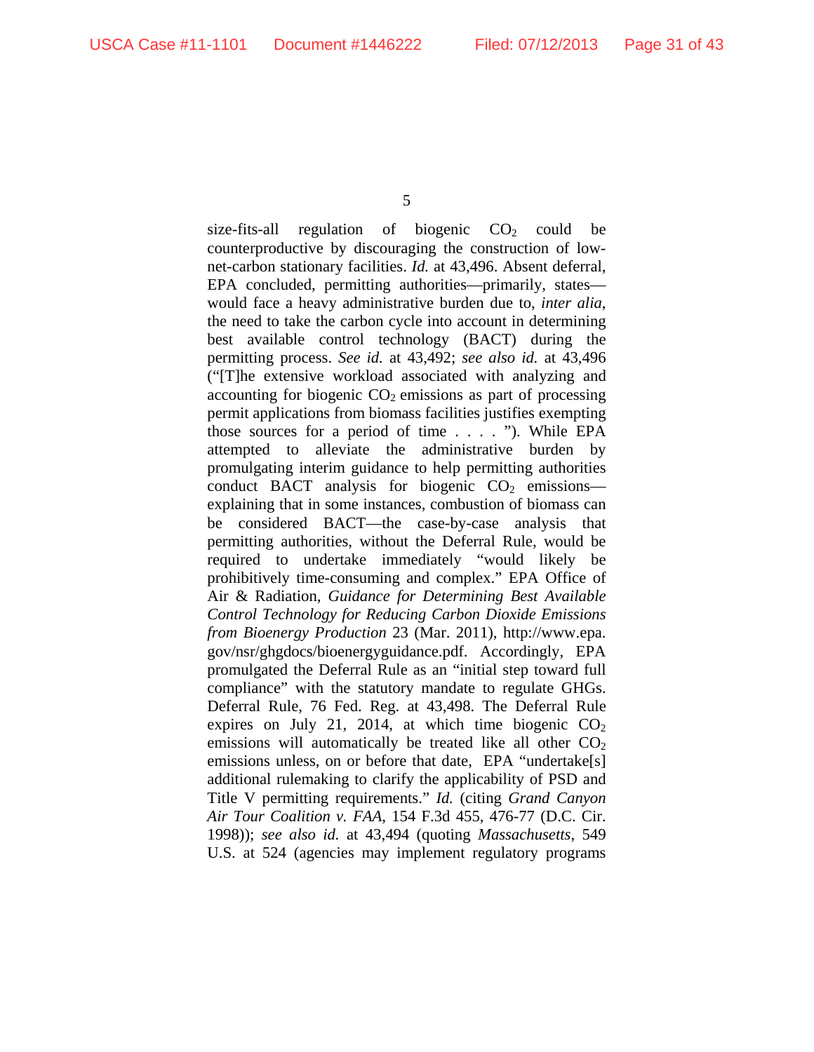size-fits-all regulation of biogenic $CO_2$ could be counterproductive by discouraging the construction of low-net-carbon stationary facilities. *Id.* at 43,496. Absent deferral, EPA concluded, permitting authorities—primarily, states—would face a heavy administrative burden due to, *inter alia*, the need to take the carbon cycle into account in determining best available control technology (BACT) during the permitting process. *See id.* at 43,492; *see also id.* at 43,496 ("[T]he extensive workload associated with analyzing and accounting for biogenic $CO_2$ emissions as part of processing permit applications from biomass facilities justifies exempting those sources for a period of time . . . . "). While EPA attempted to alleviate the administrative burden by promulgating interim guidance to help permitting authorities conduct BACT analysis for biogenic $CO_2$ emissions—explaining that in some instances, combustion of biomass can be considered BACT—the case-by-case analysis that permitting authorities, without the Deferral Rule, would be required to undertake immediately "would likely be prohibitively time-consuming and complex." EPA Office of Air & Radiation, *Guidance for Determining Best Available Control Technology for Reducing Carbon Dioxide Emissions from Bioenergy Production* 23 (Mar. 2011), http://www.epa.gov/nsr/ghgdocs/bioenergyguidance.pdf. Accordingly, EPA promulgated the Deferral Rule as an "initial step toward full compliance" with the statutory mandate to regulate GHGs. Deferral Rule, 76 Fed. Reg. at 43,498. The Deferral Rule expires on July 21, 2014, at which time biogenic $CO_2$ emissions will automatically be treated like all other $CO_2$ emissions unless, on or before that date, EPA "undertake[s] additional rulemaking to clarify the applicability of PSD and Title V permitting requirements." *Id.* (citing *Grand Canyon Air Tour Coalition v. FAA*, 154 F.3d 455, 476-77 (D.C. Cir. 1998)); *see also id.* at 43,494 (quoting *Massachusetts*, 549 U.S. at 524 (agencies may implement regulatory programs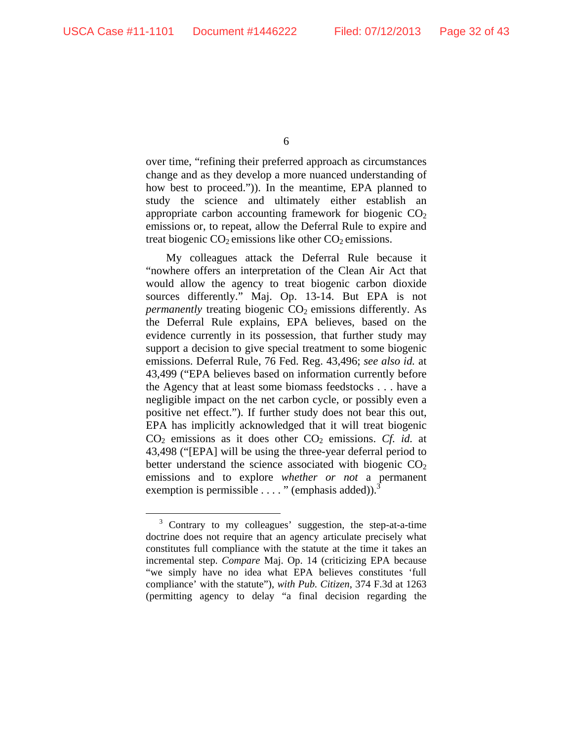over time, "refining their preferred approach as circumstances change and as they develop a more nuanced understanding of how best to proceed.")). In the meantime, EPA planned to study the science and ultimately either establish an appropriate carbon accounting framework for biogenic $CO_2$ emissions or, to repeat, allow the Deferral Rule to expire and treat biogenic $CO_2$ emissions like other $CO_2$ emissions.

My colleagues attack the Deferral Rule because it "nowhere offers an interpretation of the Clean Air Act that would allow the agency to treat biogenic carbon dioxide sources differently." Maj. Op. 13-14. But EPA is not *permanently* treating biogenic $CO_2$ emissions differently. As the Deferral Rule explains, EPA believes, based on the evidence currently in its possession, that further study may support a decision to give special treatment to some biogenic emissions. Deferral Rule, 76 Fed. Reg. 43,496; *see also id.* at 43,499 ("EPA believes based on information currently before the Agency that at least some biomass feedstocks . . . have a negligible impact on the net carbon cycle, or possibly even a positive net effect."). If further study does not bear this out, EPA has implicitly acknowledged that it will treat biogenic $CO_2$ emissions as it does other $CO_2$ emissions. *Cf. id.* at 43,498 ("[EPA] will be using the three-year deferral period to better understand the science associated with biogenic $CO_2$ emissions and to explore *whether or not* a permanent exemption is permissible . . . . " (emphasis added)).[3]

---

[3] Contrary to my colleagues' suggestion, the step-at-a-time doctrine does not require that an agency articulate precisely what constitutes full compliance with the statute at the time it takes an incremental step. *Compare* Maj. Op. 14 (criticizing EPA because "we simply have no idea what EPA believes constitutes 'full compliance' with the statute"), *with Pub. Citizen*, 374 F.3d at 1263 (permitting agency to delay "a final decision regarding the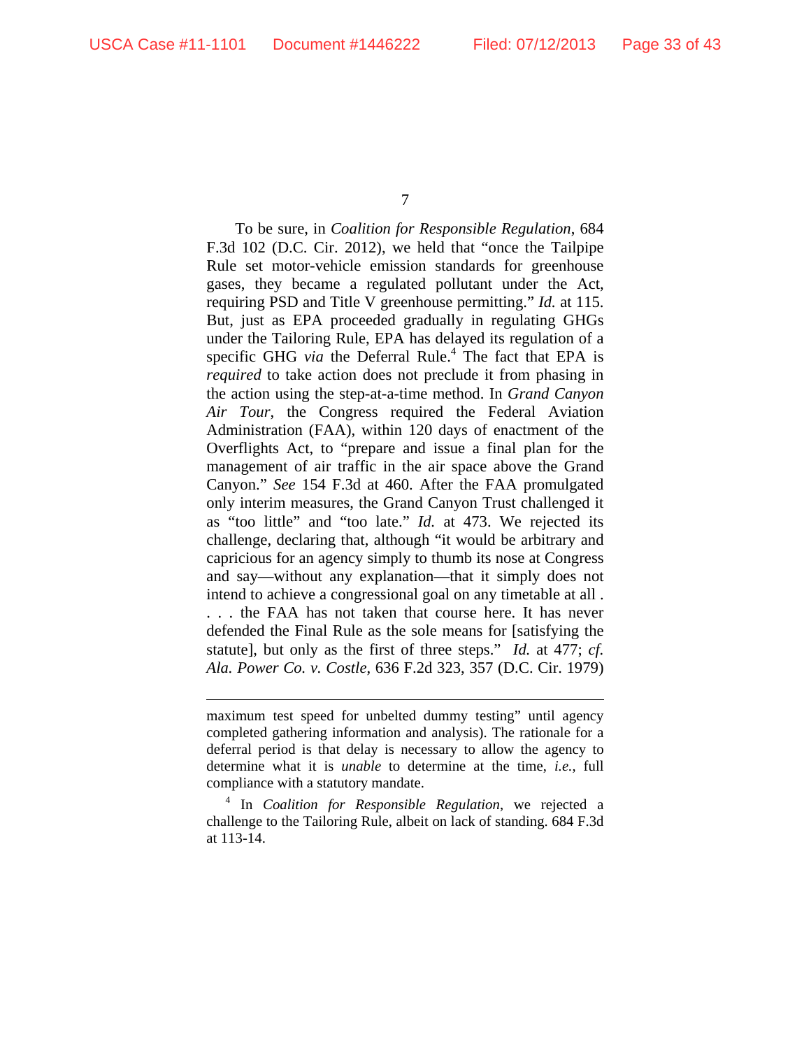To be sure, in *Coalition for Responsible Regulation*, 684 F.3d 102 (D.C. Cir. 2012), we held that "once the Tailpipe Rule set motor-vehicle emission standards for greenhouse gases, they became a regulated pollutant under the Act, requiring PSD and Title V greenhouse permitting." *Id.* at 115. But, just as EPA proceeded gradually in regulating GHGs under the Tailoring Rule, EPA has delayed its regulation of a specific GHG *via* the Deferral Rule.[4] The fact that EPA is *required* to take action does not preclude it from phasing in the action using the step-at-a-time method. In *Grand Canyon Air Tour*, the Congress required the Federal Aviation Administration (FAA), within 120 days of enactment of the Overflights Act, to "prepare and issue a final plan for the management of air traffic in the air space above the Grand Canyon." *See* 154 F.3d at 460. After the FAA promulgated only interim measures, the Grand Canyon Trust challenged it as "too little" and "too late." *Id.* at 473. We rejected its challenge, declaring that, although "it would be arbitrary and capricious for an agency simply to thumb its nose at Congress and say—without any explanation—that it simply does not intend to achieve a congressional goal on any timetable at all . . . . the FAA has not taken that course here. It has never defended the Final Rule as the sole means for [satisfying the statute], but only as the first of three steps." *Id.* at 477; *cf. Ala. Power Co. v. Costle*, 636 F.2d 323, 357 (D.C. Cir. 1979)

---

maximum test speed for unbelted dummy testing" until agency completed gathering information and analysis). The rationale for a deferral period is that delay is necessary to allow the agency to determine what it is *unable* to determine at the time, *i.e.*, full compliance with a statutory mandate.

[4] In *Coalition for Responsible Regulation*, we rejected a challenge to the Tailoring Rule, albeit on lack of standing. 684 F.3d at 113-14.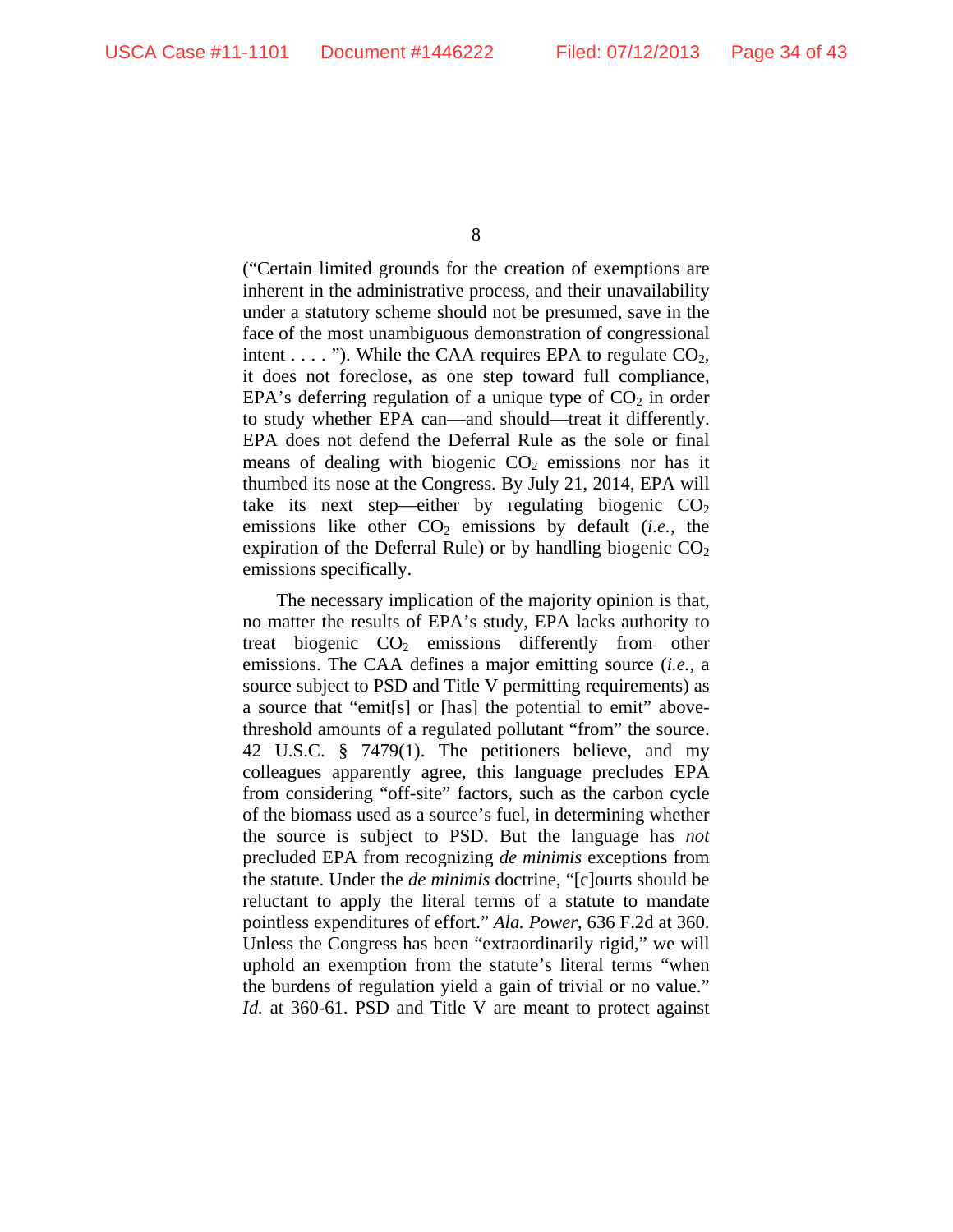("Certain limited grounds for the creation of exemptions are inherent in the administrative process, and their unavailability under a statutory scheme should not be presumed, save in the face of the most unambiguous demonstration of congressional intent . . . . "). While the CAA requires EPA to regulate $CO_2$, it does not foreclose, as one step toward full compliance, EPA's deferring regulation of a unique type of $CO_2$ in order to study whether EPA can—and should—treat it differently. EPA does not defend the Deferral Rule as the sole or final means of dealing with biogenic $CO_2$ emissions nor has it thumbed its nose at the Congress. By July 21, 2014, EPA will take its next step—either by regulating biogenic $CO_2$ emissions like other $CO_2$ emissions by default (*i.e.*, the expiration of the Deferral Rule) or by handling biogenic $CO_2$ emissions specifically.

The necessary implication of the majority opinion is that, no matter the results of EPA's study, EPA lacks authority to treat biogenic $CO_2$ emissions differently from other emissions. The CAA defines a major emitting source (*i.e.*, a source subject to PSD and Title V permitting requirements) as a source that "emit[s] or [has] the potential to emit" above-threshold amounts of a regulated pollutant "from" the source. 42 U.S.C. § 7479(1). The petitioners believe, and my colleagues apparently agree, this language precludes EPA from considering "off-site" factors, such as the carbon cycle of the biomass used as a source's fuel, in determining whether the source is subject to PSD. But the language has *not* precluded EPA from recognizing *de minimis* exceptions from the statute. Under the *de minimis* doctrine, "[c]ourts should be reluctant to apply the literal terms of a statute to mandate pointless expenditures of effort." *Ala. Power*, 636 F.2d at 360. Unless the Congress has been "extraordinarily rigid," we will uphold an exemption from the statute's literal terms "when the burdens of regulation yield a gain of trivial or no value." *Id.* at 360-61. PSD and Title V are meant to protect against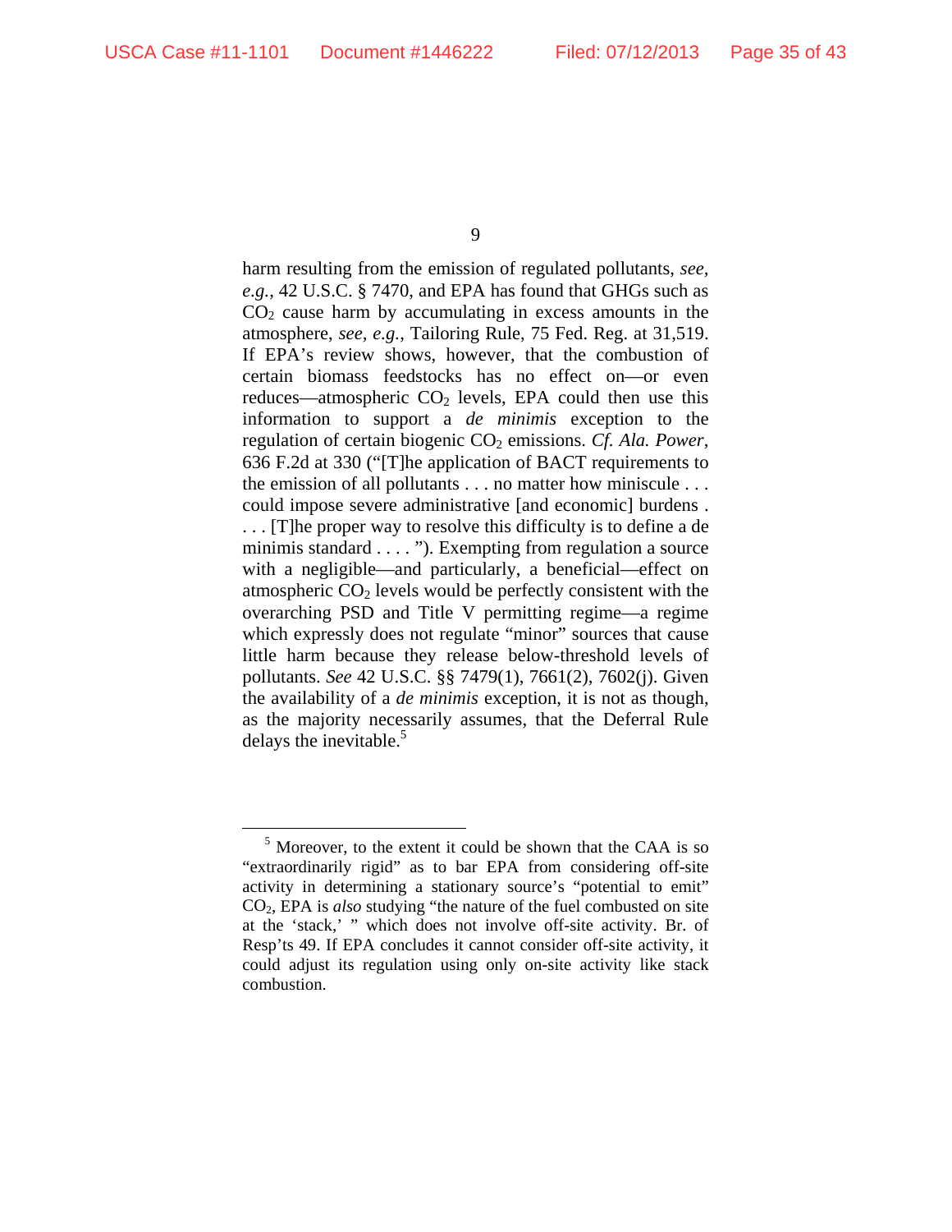harm resulting from the emission of regulated pollutants, *see, e.g.*, 42 U.S.C. § 7470, and EPA has found that GHGs such as $CO_2$ cause harm by accumulating in excess amounts in the atmosphere, *see, e.g.*, Tailoring Rule, 75 Fed. Reg. at 31,519. If EPA's review shows, however, that the combustion of certain biomass feedstocks has no effect on—or even reduces—atmospheric $CO_2$ levels, EPA could then use this information to support a *de minimis* exception to the regulation of certain biogenic $CO_2$ emissions. *Cf. Ala. Power*, 636 F.2d at 330 ("[T]he application of BACT requirements to the emission of all pollutants . . . no matter how miniscule . . . could impose severe administrative [and economic] burdens . . . . [T]he proper way to resolve this difficulty is to define a de minimis standard . . . . "). Exempting from regulation a source with a negligible—and particularly, a beneficial—effect on atmospheric $CO_2$ levels would be perfectly consistent with the overarching PSD and Title V permitting regime—a regime which expressly does not regulate "minor" sources that cause little harm because they release below-threshold levels of pollutants. *See* 42 U.S.C. §§ 7479(1), 7661(2), 7602(j). Given the availability of a *de minimis* exception, it is not as though, as the majority necessarily assumes, that the Deferral Rule delays the inevitable.[5]

---

[5] Moreover, to the extent it could be shown that the CAA is so "extraordinarily rigid" as to bar EPA from considering off-site activity in determining a stationary source's "potential to emit" $CO_2$, EPA is *also* studying "the nature of the fuel combusted on site at the 'stack,' " which does not involve off-site activity. Br. of Resp'ts 49. If EPA concludes it cannot consider off-site activity, it could adjust its regulation using only on-site activity like stack combustion.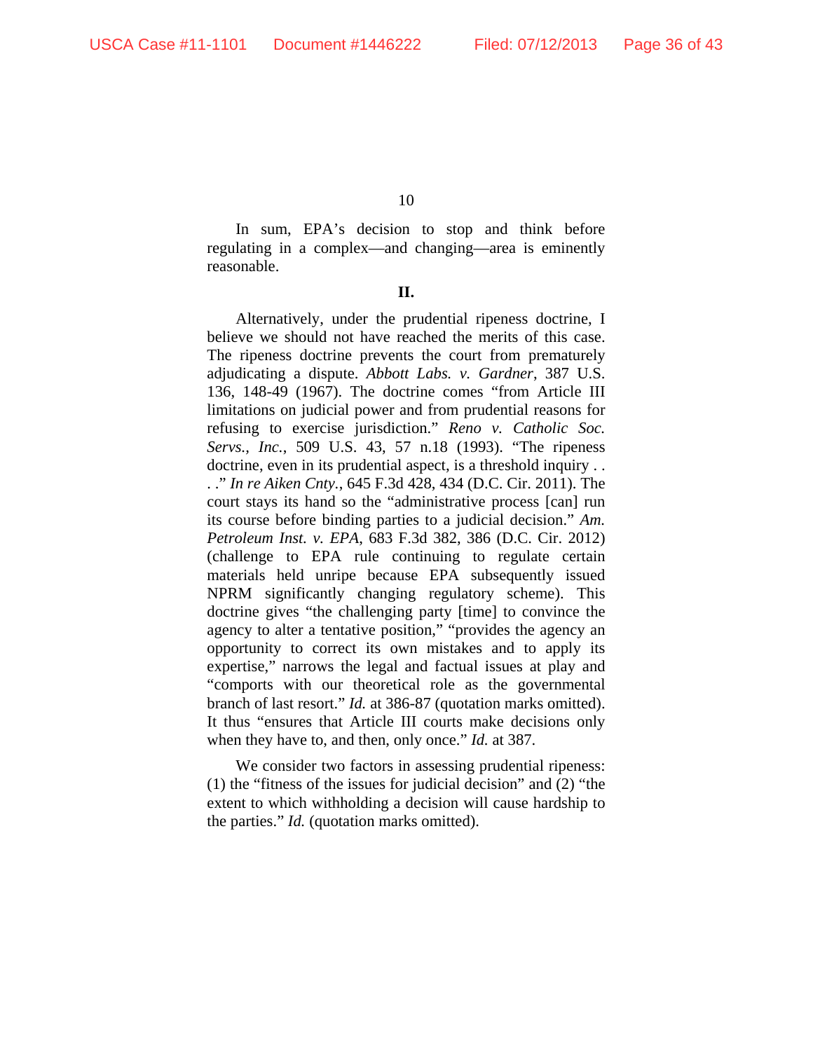In sum, EPA's decision to stop and think before regulating in a complex—and changing—area is eminently reasonable.

**II.**

Alternatively, under the prudential ripeness doctrine, I believe we should not have reached the merits of this case. The ripeness doctrine prevents the court from prematurely adjudicating a dispute. *Abbott Labs. v. Gardner*, 387 U.S. 136, 148-49 (1967). The doctrine comes "from Article III limitations on judicial power and from prudential reasons for refusing to exercise jurisdiction." *Reno v. Catholic Soc. Servs., Inc.*, 509 U.S. 43, 57 n.18 (1993). "The ripeness doctrine, even in its prudential aspect, is a threshold inquiry . . . ." *In re Aiken Cnty.*, 645 F.3d 428, 434 (D.C. Cir. 2011). The court stays its hand so the "administrative process [can] run its course before binding parties to a judicial decision." *Am. Petroleum Inst. v. EPA*, 683 F.3d 382, 386 (D.C. Cir. 2012) (challenge to EPA rule continuing to regulate certain materials held unripe because EPA subsequently issued NPRM significantly changing regulatory scheme). This doctrine gives "the challenging party [time] to convince the agency to alter a tentative position," "provides the agency an opportunity to correct its own mistakes and to apply its expertise," narrows the legal and factual issues at play and "comports with our theoretical role as the governmental branch of last resort." *Id.* at 386-87 (quotation marks omitted). It thus "ensures that Article III courts make decisions only when they have to, and then, only once." *Id.* at 387.

We consider two factors in assessing prudential ripeness: (1) the "fitness of the issues for judicial decision" and (2) "the extent to which withholding a decision will cause hardship to the parties." *Id.* (quotation marks omitted).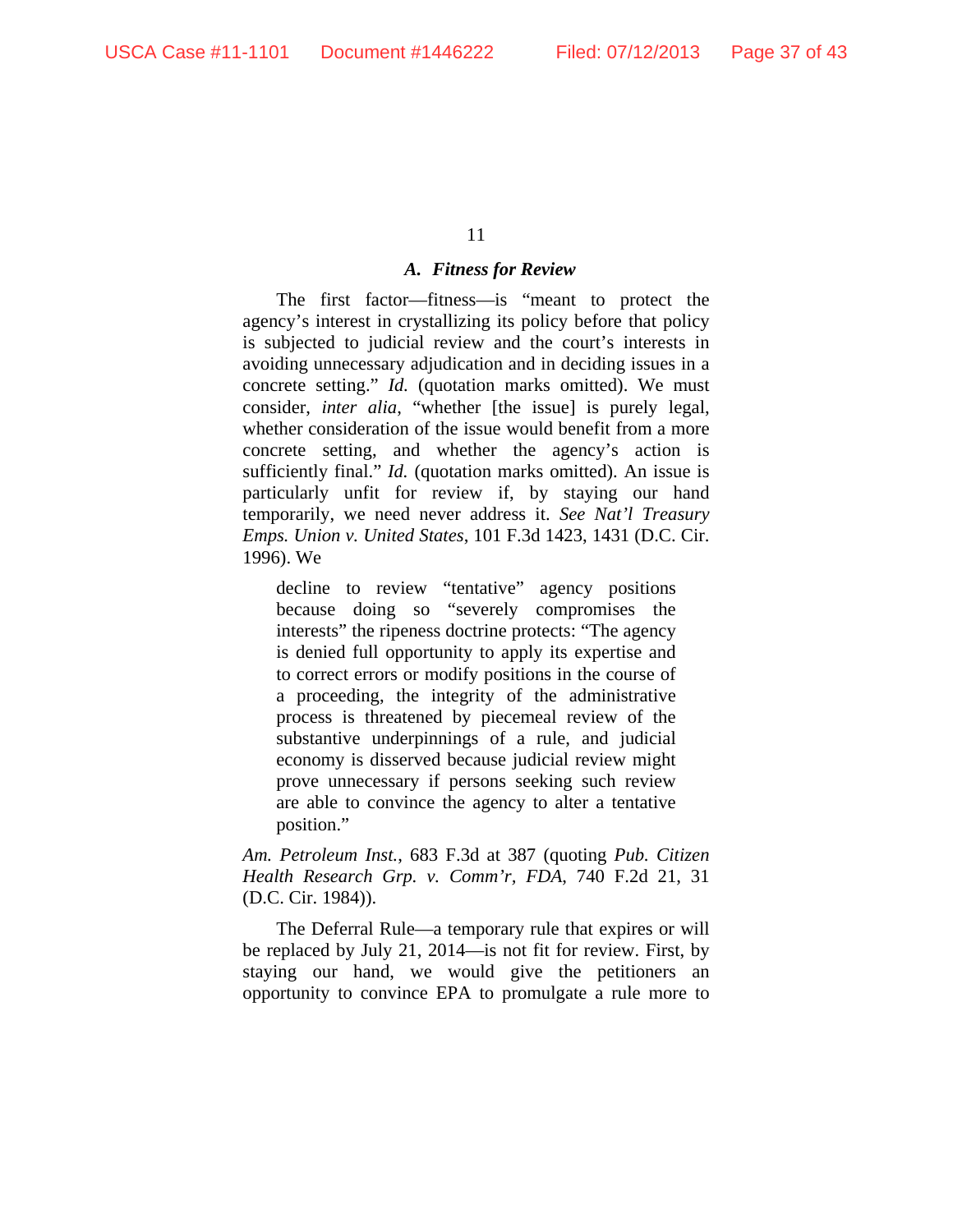### A. *Fitness for Review*

The first factor—fitness—is "meant to protect the agency's interest in crystallizing its policy before that policy is subjected to judicial review and the court's interests in avoiding unnecessary adjudication and in deciding issues in a concrete setting." *Id.* (quotation marks omitted). We must consider, *inter alia*, "whether [the issue] is purely legal, whether consideration of the issue would benefit from a more concrete setting, and whether the agency's action is sufficiently final." *Id.* (quotation marks omitted). An issue is particularly unfit for review if, by staying our hand temporarily, we need never address it. *See Nat'l Treasury Emps. Union v. United States*, 101 F.3d 1423, 1431 (D.C. Cir. 1996). We

> decline to review "tentative" agency positions because doing so "severely compromises the interests" the ripeness doctrine protects: "The agency is denied full opportunity to apply its expertise and to correct errors or modify positions in the course of a proceeding, the integrity of the administrative process is threatened by piecemeal review of the substantive underpinnings of a rule, and judicial economy is disserved because judicial review might prove unnecessary if persons seeking such review are able to convince the agency to alter a tentative position."

*Am. Petroleum Inst.*, 683 F.3d at 387 (quoting *Pub. Citizen Health Research Grp. v. Comm'r, FDA*, 740 F.2d 21, 31 (D.C. Cir. 1984)).

The Deferral Rule—a temporary rule that expires or will be replaced by July 21, 2014—is not fit for review. First, by staying our hand, we would give the petitioners an opportunity to convince EPA to promulgate a rule more to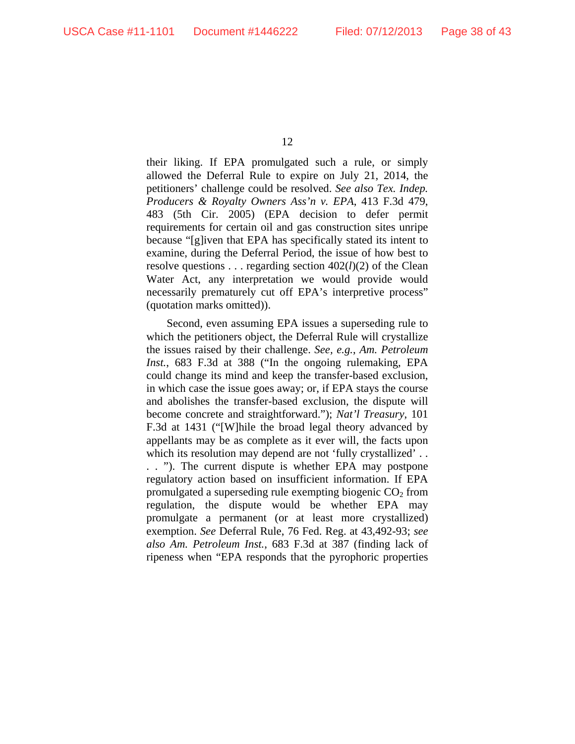their liking. If EPA promulgated such a rule, or simply allowed the Deferral Rule to expire on July 21, 2014, the petitioners' challenge could be resolved. *See also Tex. Indep. Producers & Royalty Owners Ass'n v. EPA*, 413 F.3d 479, 483 (5th Cir. 2005) (EPA decision to defer permit requirements for certain oil and gas construction sites unripe because "[g]iven that EPA has specifically stated its intent to examine, during the Deferral Period, the issue of how best to resolve questions . . . regarding section 402(*l*)(2) of the Clean Water Act, any interpretation we would provide would necessarily prematurely cut off EPA's interpretive process" (quotation marks omitted)).

Second, even assuming EPA issues a superseding rule to which the petitioners object, the Deferral Rule will crystallize the issues raised by their challenge. *See, e.g.*, *Am. Petroleum Inst.*, 683 F.3d at 388 ("In the ongoing rulemaking, EPA could change its mind and keep the transfer-based exclusion, in which case the issue goes away; or, if EPA stays the course and abolishes the transfer-based exclusion, the dispute will become concrete and straightforward."); *Nat'l Treasury*, 101 F.3d at 1431 ("[W]hile the broad legal theory advanced by appellants may be as complete as it ever will, the facts upon which its resolution may depend are not 'fully crystallized' . . . . "). The current dispute is whether EPA may postpone regulatory action based on insufficient information. If EPA promulgated a superseding rule exempting biogenic $CO_2$ from regulation, the dispute would be whether EPA may promulgate a permanent (or at least more crystallized) exemption. *See* Deferral Rule, 76 Fed. Reg. at 43,492-93; *see also Am. Petroleum Inst.*, 683 F.3d at 387 (finding lack of ripeness when "EPA responds that the pyrophoric properties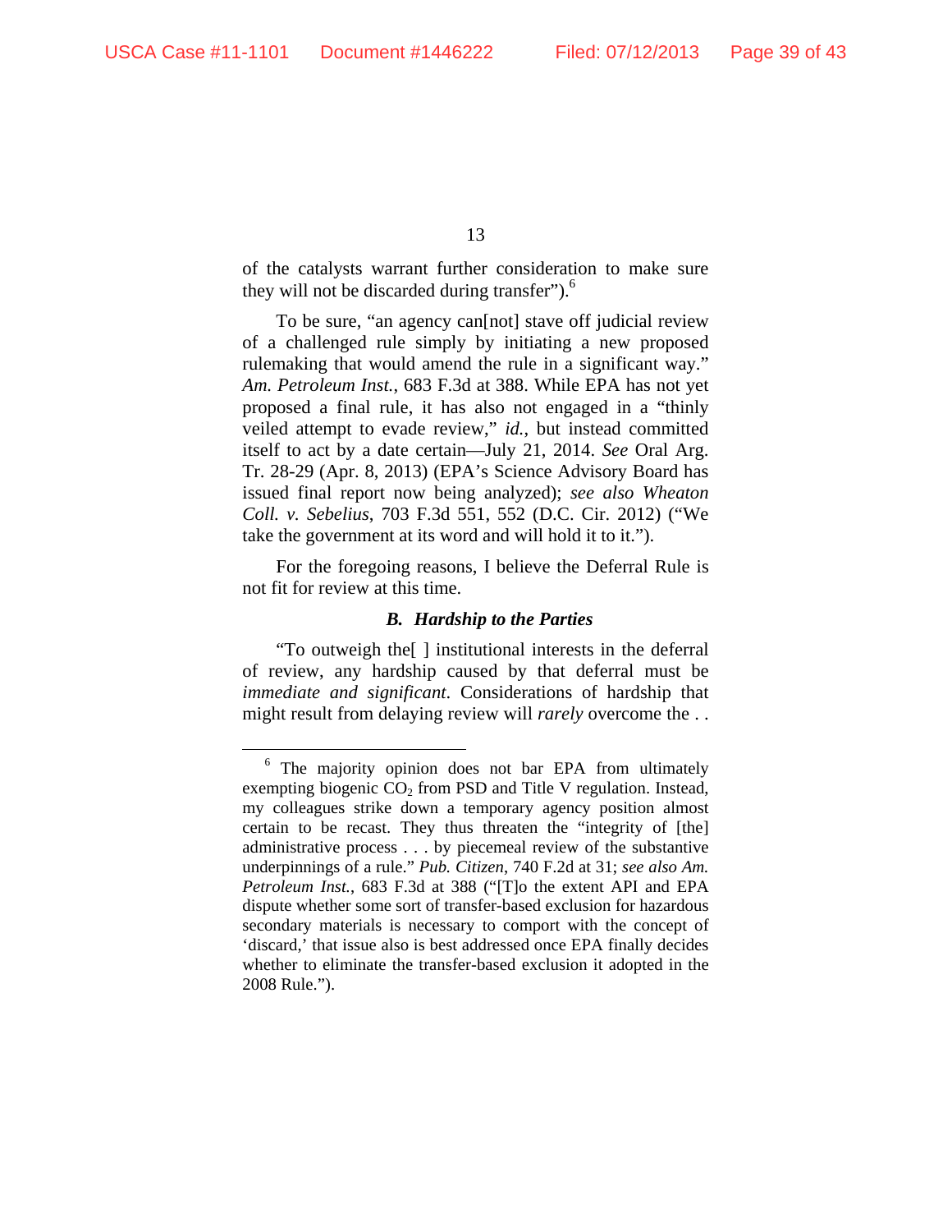of the catalysts warrant further consideration to make sure they will not be discarded during transfer").[6]

To be sure, "an agency can[not] stave off judicial review of a challenged rule simply by initiating a new proposed rulemaking that would amend the rule in a significant way." *Am. Petroleum Inst.*, 683 F.3d at 388. While EPA has not yet proposed a final rule, it has also not engaged in a "thinly veiled attempt to evade review," *id.*, but instead committed itself to act by a date certain—July 21, 2014. *See* Oral Arg. Tr. 28-29 (Apr. 8, 2013) (EPA's Science Advisory Board has issued final report now being analyzed); *see also Wheaton Coll. v. Sebelius*, 703 F.3d 551, 552 (D.C. Cir. 2012) ("We take the government at its word and will hold it to it.").

For the foregoing reasons, I believe the Deferral Rule is not fit for review at this time.

### *B. Hardship to the Parties*

"To outweigh the[ ] institutional interests in the deferral of review, any hardship caused by that deferral must be *immediate and significant*. Considerations of hardship that might result from delaying review will *rarely* overcome the . .

---

[6] The majority opinion does not bar EPA from ultimately exempting biogenic $CO_2$ from PSD and Title V regulation. Instead, my colleagues strike down a temporary agency position almost certain to be recast. They thus threaten the "integrity of [the] administrative process . . . by piecemeal review of the substantive underpinnings of a rule." *Pub. Citizen*, 740 F.2d at 31; *see also Am. Petroleum Inst.*, 683 F.3d at 388 ("[T]o the extent API and EPA dispute whether some sort of transfer-based exclusion for hazardous secondary materials is necessary to comport with the concept of 'discard,' that issue also is best addressed once EPA finally decides whether to eliminate the transfer-based exclusion it adopted in the 2008 Rule.").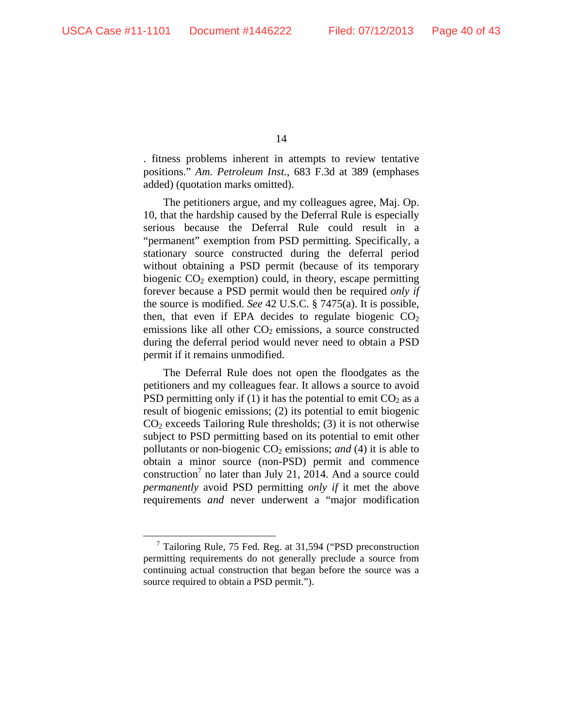. fitness problems inherent in attempts to review tentative positions." *Am. Petroleum Inst.*, 683 F.3d at 389 (emphases added) (quotation marks omitted).

The petitioners argue, and my colleagues agree, Maj. Op. 10, that the hardship caused by the Deferral Rule is especially serious because the Deferral Rule could result in a "permanent" exemption from PSD permitting. Specifically, a stationary source constructed during the deferral period without obtaining a PSD permit (because of its temporary biogenic $CO_2$ exemption) could, in theory, escape permitting forever because a PSD permit would then be required *only if* the source is modified. *See* 42 U.S.C. § 7475(a). It is possible, then, that even if EPA decides to regulate biogenic $CO_2$ emissions like all other $CO_2$ emissions, a source constructed during the deferral period would never need to obtain a PSD permit if it remains unmodified.

The Deferral Rule does not open the floodgates as the petitioners and my colleagues fear. It allows a source to avoid PSD permitting only if (1) it has the potential to emit $CO_2$ as a result of biogenic emissions; (2) its potential to emit biogenic $CO_2$ exceeds Tailoring Rule thresholds; (3) it is not otherwise subject to PSD permitting based on its potential to emit other pollutants or non-biogenic $CO_2$ emissions; *and* (4) it is able to obtain a minor source (non-PSD) permit and commence construction[7] no later than July 21, 2014. And a source could *permanently* avoid PSD permitting *only if* it met the above requirements *and* never underwent a "major modification

[7] Tailoring Rule, 75 Fed. Reg. at 31,594 ("PSD preconstruction permitting requirements do not generally preclude a source from continuing actual construction that began before the source was a source required to obtain a PSD permit.").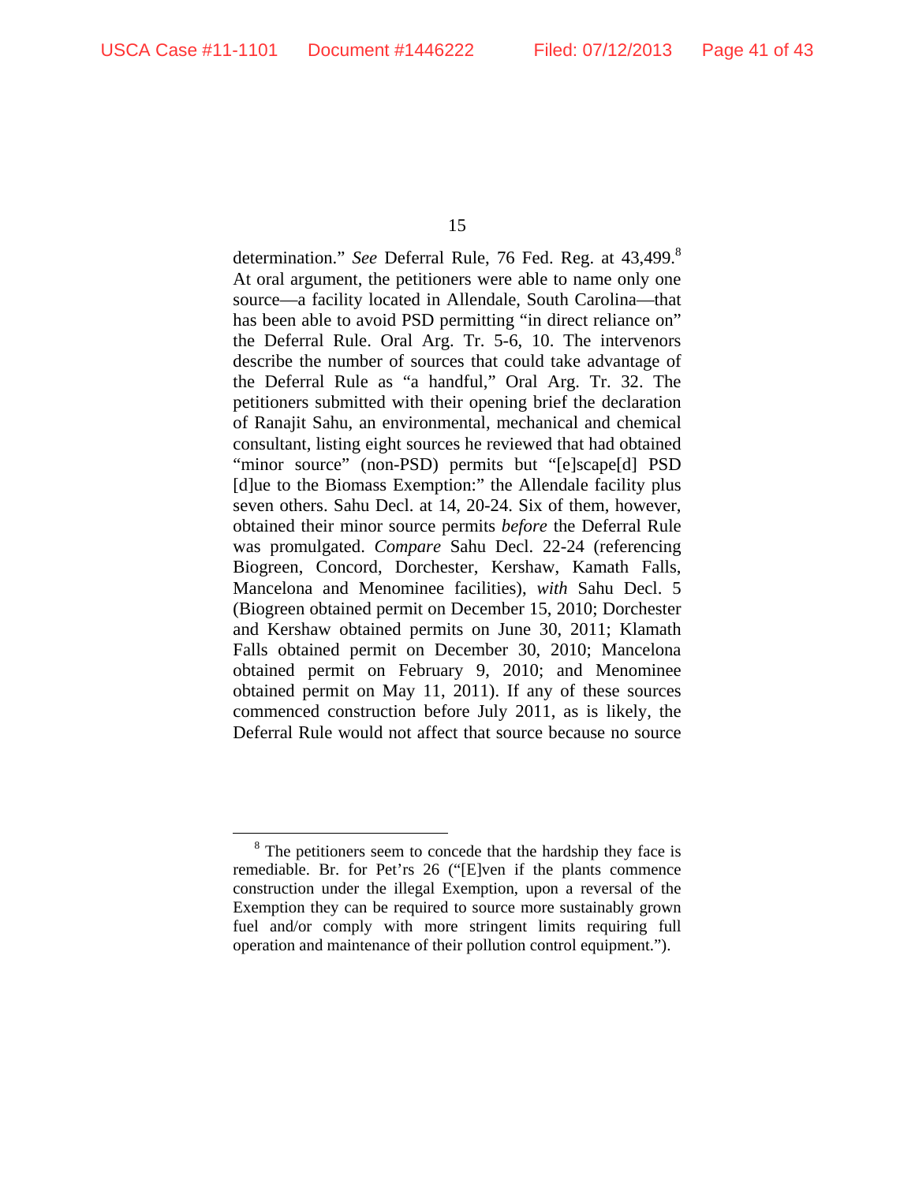determination." *See* Deferral Rule, 76 Fed. Reg. at 43,499.[8] At oral argument, the petitioners were able to name only one source—a facility located in Allendale, South Carolina—that has been able to avoid PSD permitting "in direct reliance on" the Deferral Rule. Oral Arg. Tr. 5-6, 10. The intervenors describe the number of sources that could take advantage of the Deferral Rule as "a handful," Oral Arg. Tr. 32. The petitioners submitted with their opening brief the declaration of Ranajit Sahu, an environmental, mechanical and chemical consultant, listing eight sources he reviewed that had obtained "minor source" (non-PSD) permits but "[e]scape[d] PSD [d]ue to the Biomass Exemption:" the Allendale facility plus seven others. Sahu Decl. at 14, 20-24. Six of them, however, obtained their minor source permits *before* the Deferral Rule was promulgated. *Compare* Sahu Decl. 22-24 (referencing Biogreen, Concord, Dorchester, Kershaw, Kamath Falls, Mancelona and Menominee facilities), *with* Sahu Decl. 5 (Biogreen obtained permit on December 15, 2010; Dorchester and Kershaw obtained permits on June 30, 2011; Klamath Falls obtained permit on December 30, 2010; Mancelona obtained permit on February 9, 2010; and Menominee obtained permit on May 11, 2011). If any of these sources commenced construction before July 2011, as is likely, the Deferral Rule would not affect that source because no source

[8] The petitioners seem to concede that the hardship they face is remediable. Br. for Pet'rs 26 ("[E]ven if the plants commence construction under the illegal Exemption, upon a reversal of the Exemption they can be required to source more sustainably grown fuel and/or comply with more stringent limits requiring full operation and maintenance of their pollution control equipment.").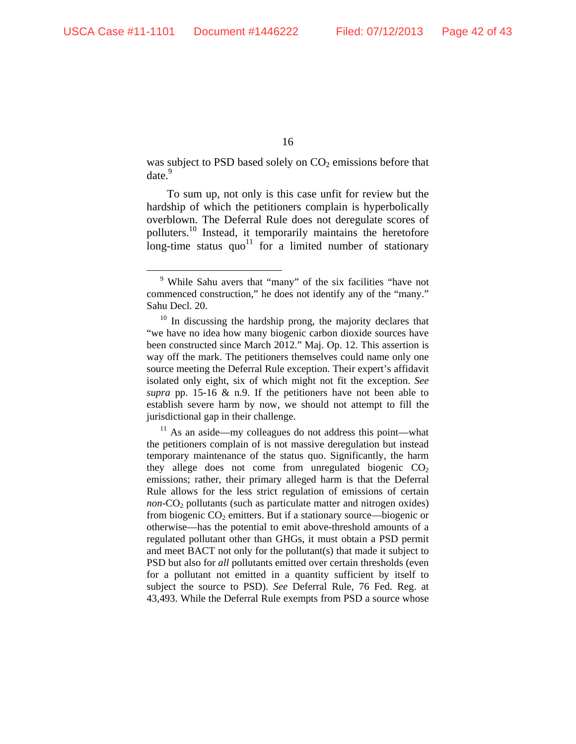was subject to PSD based solely on $CO_2$ emissions before that date.[9]

To sum up, not only is this case unfit for review but the hardship of which the petitioners complain is hyperbolically overblown. The Deferral Rule does not deregulate scores of polluters.[10] Instead, it temporarily maintains the heretofore long-time status quo[11] for a limited number of stationary

---

[9] While Sahu avers that "many" of the six facilities "have not commenced construction," he does not identify any of the "many." Sahu Decl. 20.

[10] In discussing the hardship prong, the majority declares that "we have no idea how many biogenic carbon dioxide sources have been constructed since March 2012." Maj. Op. 12. This assertion is way off the mark. The petitioners themselves could name only one source meeting the Deferral Rule exception. Their expert's affidavit isolated only eight, six of which might not fit the exception. *See supra* pp. 15-16 & n.9. If the petitioners have not been able to establish severe harm by now, we should not attempt to fill the jurisdictional gap in their challenge.

[11] As an aside—my colleagues do not address this point—what the petitioners complain of is not massive deregulation but instead temporary maintenance of the status quo. Significantly, the harm they allege does not come from unregulated biogenic $CO_2$ emissions; rather, their primary alleged harm is that the Deferral Rule allows for the less strict regulation of emissions of certain *non*-$CO_2$ pollutants (such as particulate matter and nitrogen oxides) from biogenic $CO_2$ emitters. But if a stationary source—biogenic or otherwise—has the potential to emit above-threshold amounts of a regulated pollutant other than GHGs, it must obtain a PSD permit and meet BACT not only for the pollutant(s) that made it subject to PSD but also for *all* pollutants emitted over certain thresholds (even for a pollutant not emitted in a quantity sufficient by itself to subject the source to PSD). *See* Deferral Rule, 76 Fed. Reg. at 43,493. While the Deferral Rule exempts from PSD a source whose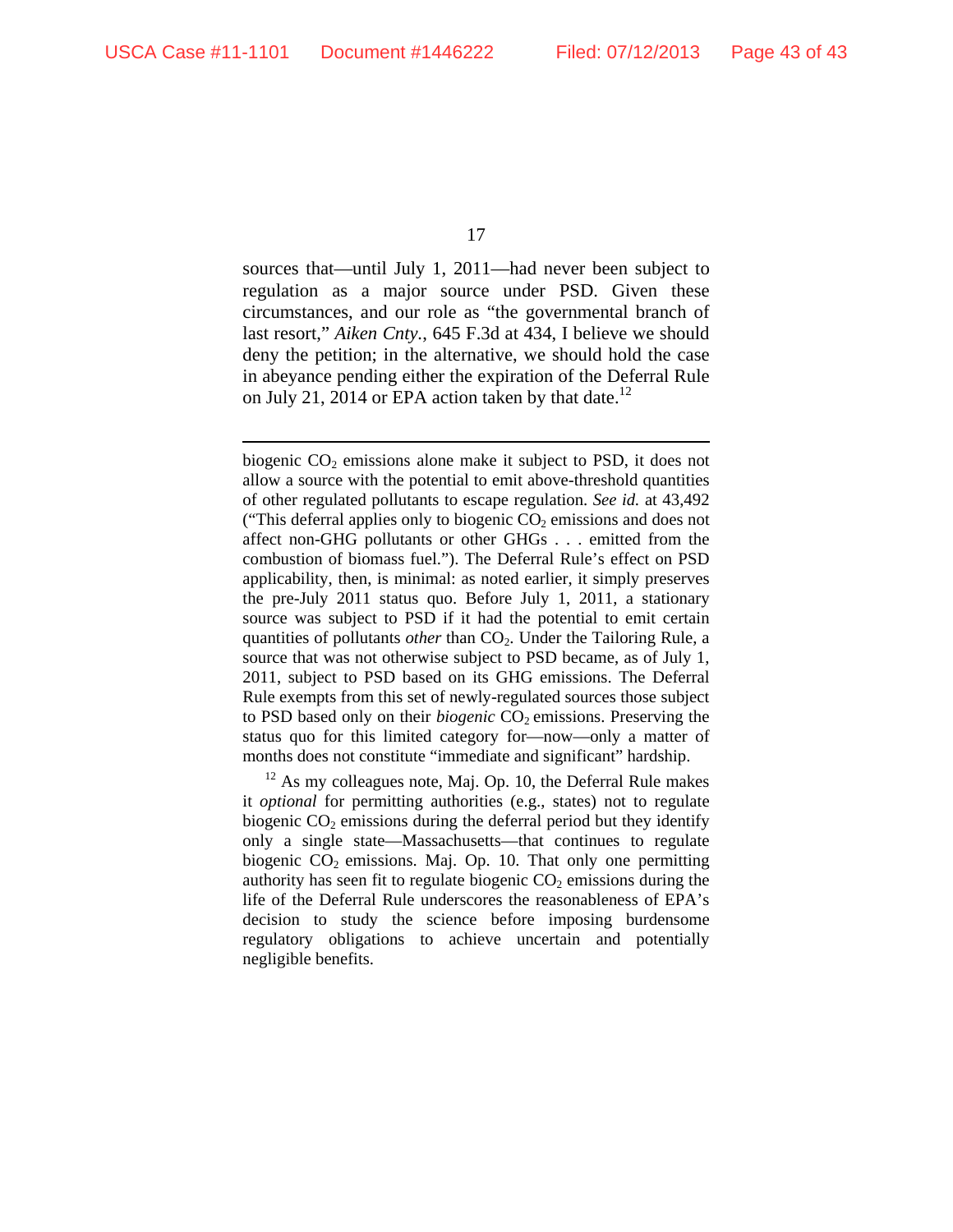sources that—until July 1, 2011—had never been subject to regulation as a major source under PSD. Given these circumstances, and our role as "the governmental branch of last resort," *Aiken Cnty.*, 645 F.3d at 434, I believe we should deny the petition; in the alternative, we should hold the case in abeyance pending either the expiration of the Deferral Rule on July 21, 2014 or EPA action taken by that date.[12]

---

biogenic $CO_2$ emissions alone make it subject to PSD, it does not allow a source with the potential to emit above-threshold quantities of other regulated pollutants to escape regulation. *See id.* at 43,492 ("This deferral applies only to biogenic $CO_2$ emissions and does not affect non-GHG pollutants or other GHGs . . . emitted from the combustion of biomass fuel."). The Deferral Rule's effect on PSD applicability, then, is minimal: as noted earlier, it simply preserves the pre-July 2011 status quo. Before July 1, 2011, a stationary source was subject to PSD if it had the potential to emit certain quantities of pollutants *other* than $CO_2$. Under the Tailoring Rule, a source that was not otherwise subject to PSD became, as of July 1, 2011, subject to PSD based on its GHG emissions. The Deferral Rule exempts from this set of newly-regulated sources those subject to PSD based only on their *biogenic* $CO_2$ emissions. Preserving the status quo for this limited category for—now—only a matter of months does not constitute "immediate and significant" hardship.

[12] As my colleagues note, Maj. Op. 10, the Deferral Rule makes it *optional* for permitting authorities (e.g., states) not to regulate biogenic $CO_2$ emissions during the deferral period but they identify only a single state—Massachusetts—that continues to regulate biogenic $CO_2$ emissions. Maj. Op. 10. That only one permitting authority has seen fit to regulate biogenic $CO_2$ emissions during the life of the Deferral Rule underscores the reasonableness of EPA's decision to study the science before imposing burdensome regulatory obligations to achieve uncertain and potentially negligible benefits.